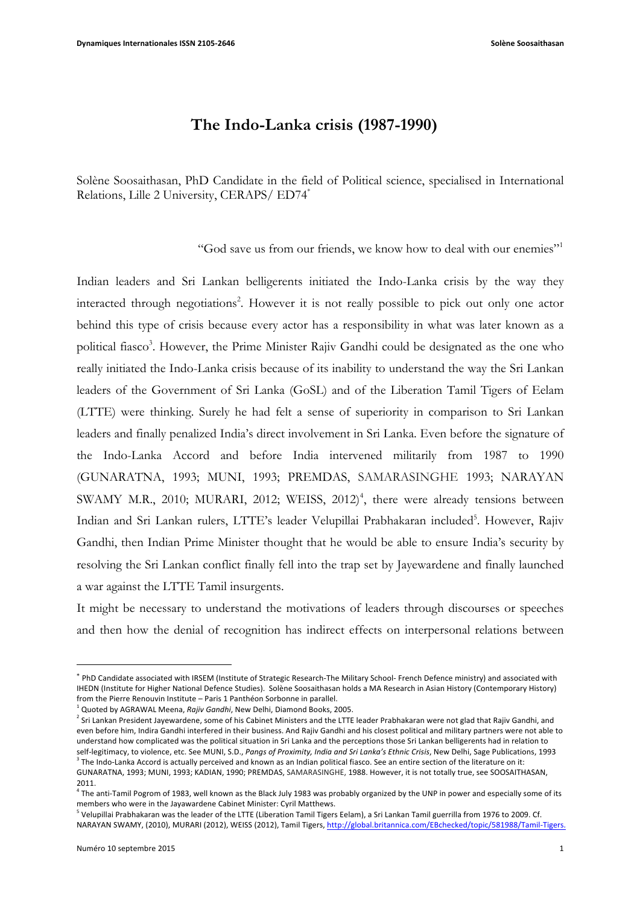# The Indo-Lanka crisis (1987-1990)

Solène Soosaithasan, PhD Candidate in the field of Political science, specialised in International Relations, Lille 2 University, CERAPS/ ED74[*]

> "God save us from our friends, we know how to deal with our enemies"[1]

Indian leaders and Sri Lankan belligerents initiated the Indo-Lanka crisis by the way they interacted through negotiations[2]. However it is not really possible to pick out only one actor behind this type of crisis because every actor has a responsibility in what was later known as a political fiasco[3]. However, the Prime Minister Rajiv Gandhi could be designated as the one who really initiated the Indo-Lanka crisis because of its inability to understand the way the Sri Lankan leaders of the Government of Sri Lanka (GoSL) and of the Liberation Tamil Tigers of Eelam (LTTE) were thinking. Surely he had felt a sense of superiority in comparison to Sri Lankan leaders and finally penalized India's direct involvement in Sri Lanka. Even before the signature of the Indo-Lanka Accord and before India intervened militarily from 1987 to 1990 (GUNARATNA, 1993; MUNI, 1993; PREMDAS, SAMARASINGHE 1993; NARAYAN SWAMY M.R., 2010; MURARI, 2012; WEISS, 2012)[4], there were already tensions between Indian and Sri Lankan rulers, LTTE's leader Velupillai Prabhakaran included[5]. However, Rajiv Gandhi, then Indian Prime Minister thought that he would be able to ensure India's security by resolving the Sri Lankan conflict finally fell into the trap set by Jayewardene and finally launched a war against the LTTE Tamil insurgents.

It might be necessary to understand the motivations of leaders through discourses or speeches and then how the denial of recognition has indirect effects on interpersonal relations between

---

[*] PhD Candidate associated with IRSEM (Institute of Strategic Research-The Military School- French Defence ministry) and associated with IHEDN (Institute for Higher National Defence Studies). Solène Soosaithasan holds a MA Research in Asian History (Contemporary History) from the Pierre Renouvin Institute – Paris 1 Panthéon Sorbonne in parallel.

[1] Quoted by AGRAWAL Meena, *Rajiv Gandhi*, New Delhi, Diamond Books, 2005.

[2] Sri Lankan President Jayewardene, some of his Cabinet Ministers and the LTTE leader Prabhakaran were not glad that Rajiv Gandhi, and even before him, Indira Gandhi interfered in their business. And Rajiv Gandhi and his closest political and military partners were not able to understand how complicated was the political situation in Sri Lanka and the perceptions those Sri Lankan belligerents had in relation to self-legitimacy, to violence, etc. See MUNI, S.D., *Pangs of Proximity, India and Sri Lanka's Ethnic Crisis*, New Delhi, Sage Publications, 1993

[3] The Indo-Lanka Accord is actually perceived and known as an Indian political fiasco. See an entire section of the literature on it: GUNARATNA, 1993; MUNI, 1993; KADIAN, 1990; PREMDAS, SAMARASINGHE, 1988. However, it is not totally true, see SOOSAITHASAN, 2011.

[4] The anti-Tamil Pogrom of 1983, well known as the Black July 1983 was probably organized by the UNP in power and especially some of its members who were in the Jayawardene Cabinet Minister: Cyril Matthews.

[5] Velupillai Prabhakaran was the leader of the LTTE (Liberation Tamil Tigers Eelam), a Sri Lankan Tamil guerrilla from 1976 to 2009. Cf. NARAYAN SWAMY, (2010), MURARI (2012), WEISS (2012), Tamil Tigers, http://global.britannica.com/EBchecked/topic/581988/Tamil-Tigers.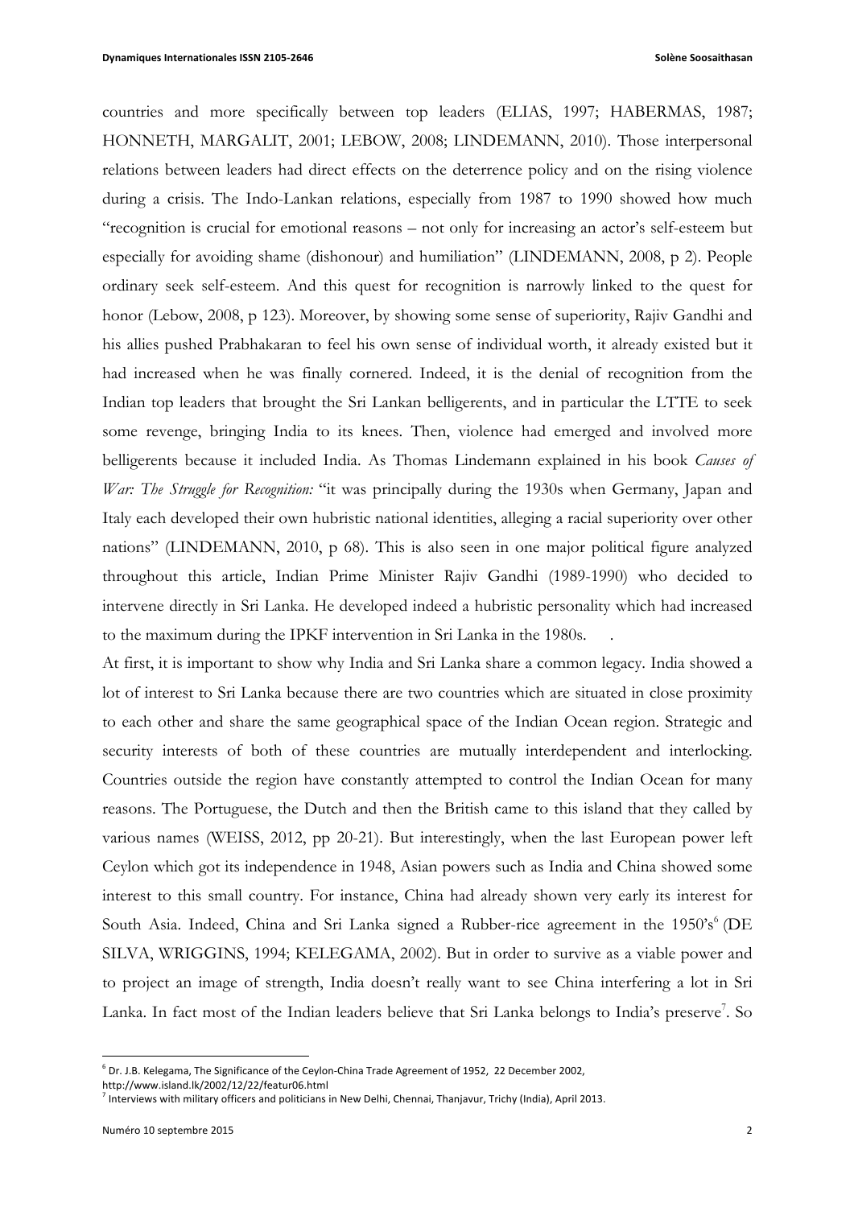countries and more specifically between top leaders (ELIAS, 1997; HABERMAS, 1987; HONNETH, MARGALIT, 2001; LEBOW, 2008; LINDEMANN, 2010). Those interpersonal relations between leaders had direct effects on the deterrence policy and on the rising violence during a crisis. The Indo-Lankan relations, especially from 1987 to 1990 showed how much "recognition is crucial for emotional reasons – not only for increasing an actor's self-esteem but especially for avoiding shame (dishonour) and humiliation" (LINDEMANN, 2008, p 2). People ordinary seek self-esteem. And this quest for recognition is narrowly linked to the quest for honor (Lebow, 2008, p 123). Moreover, by showing some sense of superiority, Rajiv Gandhi and his allies pushed Prabhakaran to feel his own sense of individual worth, it already existed but it had increased when he was finally cornered. Indeed, it is the denial of recognition from the Indian top leaders that brought the Sri Lankan belligerents, and in particular the LTTE to seek some revenge, bringing India to its knees. Then, violence had emerged and involved more belligerents because it included India. As Thomas Lindemann explained in his book *Causes of War: The Struggle for Recognition:* "it was principally during the 1930s when Germany, Japan and Italy each developed their own hubristic national identities, alleging a racial superiority over other nations" (LINDEMANN, 2010, p 68). This is also seen in one major political figure analyzed throughout this article, Indian Prime Minister Rajiv Gandhi (1989-1990) who decided to intervene directly in Sri Lanka. He developed indeed a hubristic personality which had increased to the maximum during the IPKF intervention in Sri Lanka in the 1980s.

At first, it is important to show why India and Sri Lanka share a common legacy. India showed a lot of interest to Sri Lanka because there are two countries which are situated in close proximity to each other and share the same geographical space of the Indian Ocean region. Strategic and security interests of both of these countries are mutually interdependent and interlocking. Countries outside the region have constantly attempted to control the Indian Ocean for many reasons. The Portuguese, the Dutch and then the British came to this island that they called by various names (WEISS, 2012, pp 20-21). But interestingly, when the last European power left Ceylon which got its independence in 1948, Asian powers such as India and China showed some interest to this small country. For instance, China had already shown very early its interest for South Asia. Indeed, China and Sri Lanka signed a Rubber-rice agreement in the 1950's[6] (DE SILVA, WRIGGINS, 1994; KELEGAMA, 2002). But in order to survive as a viable power and to project an image of strength, India doesn't really want to see China interfering a lot in Sri Lanka. In fact most of the Indian leaders believe that Sri Lanka belongs to India's preserve[7]. So

[6] Dr. J.B. Kelegama, The Significance of the Ceylon-China Trade Agreement of 1952, 22 December 2002, http://www.island.lk/2002/12/22/featur06.html

[7] Interviews with military officers and politicians in New Delhi, Chennai, Thanjavur, Trichy (India), April 2013.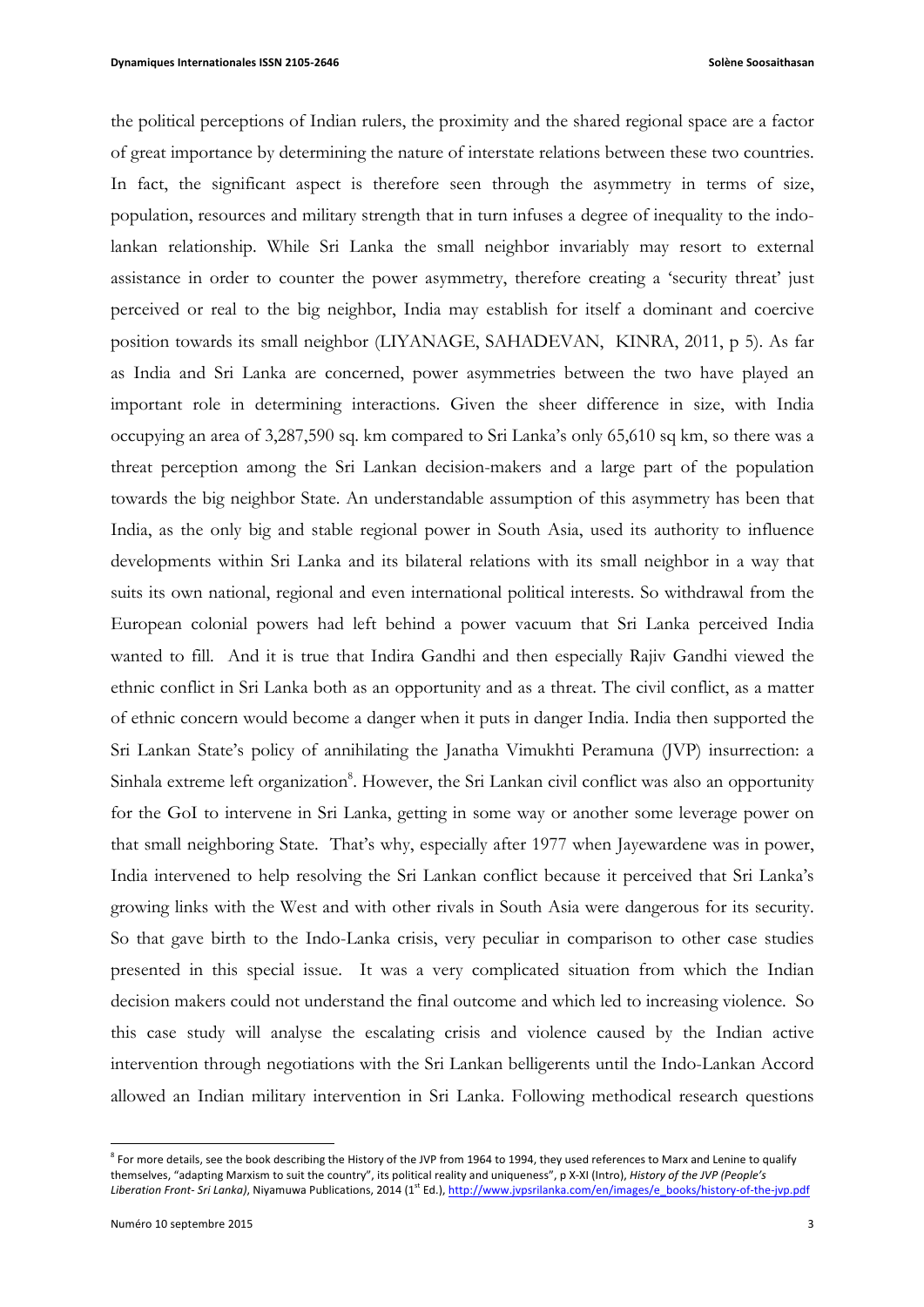the political perceptions of Indian rulers, the proximity and the shared regional space are a factor of great importance by determining the nature of interstate relations between these two countries. In fact, the significant aspect is therefore seen through the asymmetry in terms of size, population, resources and military strength that in turn infuses a degree of inequality to the indo-lankan relationship. While Sri Lanka the small neighbor invariably may resort to external assistance in order to counter the power asymmetry, therefore creating a 'security threat' just perceived or real to the big neighbor, India may establish for itself a dominant and coercive position towards its small neighbor (LIYANAGE, SAHADEVAN, KINRA, 2011, p 5). As far as India and Sri Lanka are concerned, power asymmetries between the two have played an important role in determining interactions. Given the sheer difference in size, with India occupying an area of 3,287,590 sq. km compared to Sri Lanka's only 65,610 sq km, so there was a threat perception among the Sri Lankan decision-makers and a large part of the population towards the big neighbor State. An understandable assumption of this asymmetry has been that India, as the only big and stable regional power in South Asia, used its authority to influence developments within Sri Lanka and its bilateral relations with its small neighbor in a way that suits its own national, regional and even international political interests. So withdrawal from the European colonial powers had left behind a power vacuum that Sri Lanka perceived India wanted to fill. And it is true that Indira Gandhi and then especially Rajiv Gandhi viewed the ethnic conflict in Sri Lanka both as an opportunity and as a threat. The civil conflict, as a matter of ethnic concern would become a danger when it puts in danger India. India then supported the Sri Lankan State's policy of annihilating the Janatha Vimukhti Peramuna (JVP) insurrection: a Sinhala extreme left organization[8]. However, the Sri Lankan civil conflict was also an opportunity for the GoI to intervene in Sri Lanka, getting in some way or another some leverage power on that small neighboring State. That's why, especially after 1977 when Jayewardene was in power, India intervened to help resolving the Sri Lankan conflict because it perceived that Sri Lanka's growing links with the West and with other rivals in South Asia were dangerous for its security. So that gave birth to the Indo-Lanka crisis, very peculiar in comparison to other case studies presented in this special issue. It was a very complicated situation from which the Indian decision makers could not understand the final outcome and which led to increasing violence. So this case study will analyse the escalating crisis and violence caused by the Indian active intervention through negotiations with the Sri Lankan belligerents until the Indo-Lankan Accord allowed an Indian military intervention in Sri Lanka. Following methodical research questions

---

[8] For more details, see the book describing the History of the JVP from 1964 to 1994, they used references to Marx and Lenine to qualify themselves, "adapting Marxism to suit the country", its political reality and uniqueness", p X-XI (Intro), *History of the JVP (People's Liberation Front- Sri Lanka)*, Niyamuwa Publications, 2014 (1st Ed.), http://www.jvpsrilanka.com/en/images/e_books/history-of-the-jvp.pdf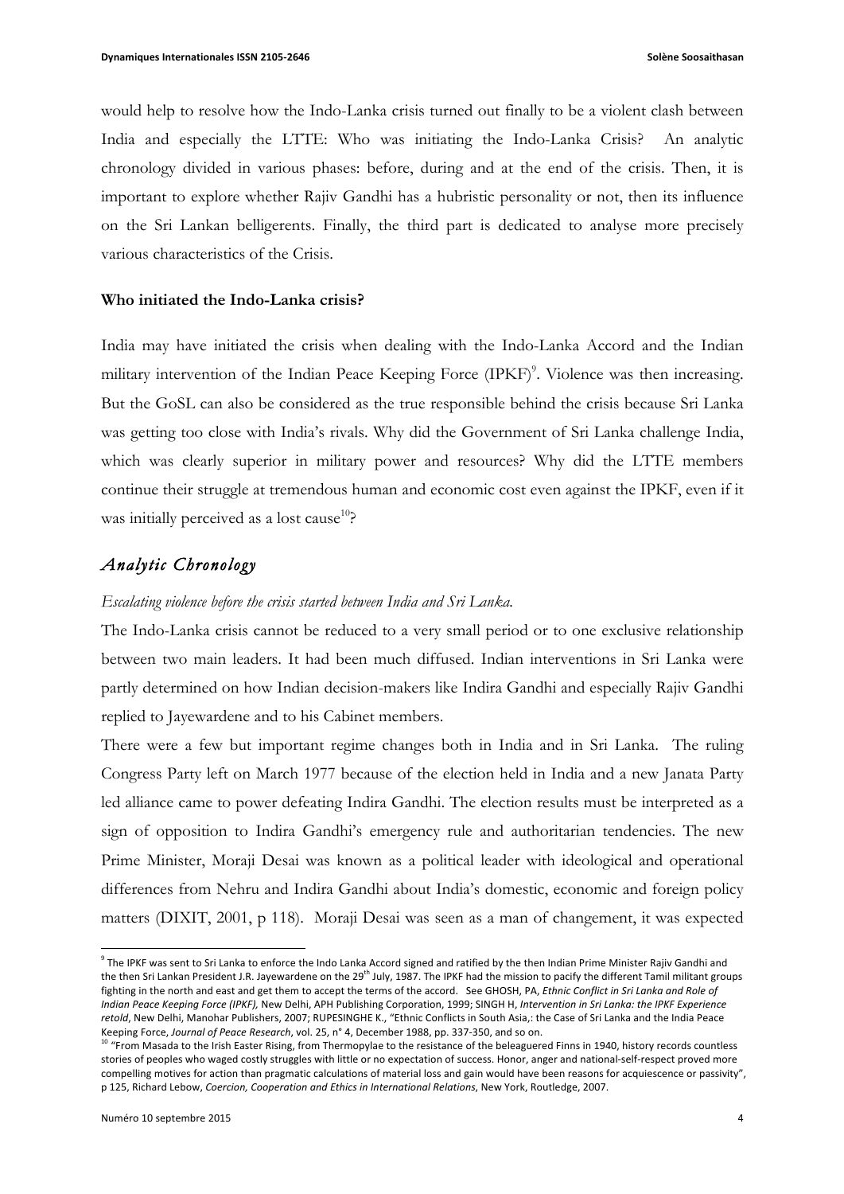would help to resolve how the Indo-Lanka crisis turned out finally to be a violent clash between India and especially the LTTE: Who was initiating the Indo-Lanka Crisis? An analytic chronology divided in various phases: before, during and at the end of the crisis. Then, it is important to explore whether Rajiv Gandhi has a hubristic personality or not, then its influence on the Sri Lankan belligerents. Finally, the third part is dedicated to analyse more precisely various characteristics of the Crisis.

**Who initiated the Indo-Lanka crisis?**

India may have initiated the crisis when dealing with the Indo-Lanka Accord and the Indian military intervention of the Indian Peace Keeping Force (IPKF)[9]. Violence was then increasing. But the GoSL can also be considered as the true responsible behind the crisis because Sri Lanka was getting too close with India's rivals. Why did the Government of Sri Lanka challenge India, which was clearly superior in military power and resources? Why did the LTTE members continue their struggle at tremendous human and economic cost even against the IPKF, even if it was initially perceived as a lost cause[10]?

## *Analytic Chronology*

*Escalating violence before the crisis started between India and Sri Lanka.*

The Indo-Lanka crisis cannot be reduced to a very small period or to one exclusive relationship between two main leaders. It had been much diffused. Indian interventions in Sri Lanka were partly determined on how Indian decision-makers like Indira Gandhi and especially Rajiv Gandhi replied to Jayewardene and to his Cabinet members.

There were a few but important regime changes both in India and in Sri Lanka. The ruling Congress Party left on March 1977 because of the election held in India and a new Janata Party led alliance came to power defeating Indira Gandhi. The election results must be interpreted as a sign of opposition to Indira Gandhi's emergency rule and authoritarian tendencies. The new Prime Minister, Moraji Desai was known as a political leader with ideological and operational differences from Nehru and Indira Gandhi about India's domestic, economic and foreign policy matters (DIXIT, 2001, p 118). Moraji Desai was seen as a man of changement, it was expected

---

[9] The IPKF was sent to Sri Lanka to enforce the Indo Lanka Accord signed and ratified by the then Indian Prime Minister Rajiv Gandhi and the then Sri Lankan President J.R. Jayewardene on the 29th July, 1987. The IPKF had the mission to pacify the different Tamil militant groups fighting in the north and east and get them to accept the terms of the accord. See GHOSH, PA, *Ethnic Conflict in Sri Lanka and Role of Indian Peace Keeping Force (IPKF),* New Delhi, APH Publishing Corporation, 1999; SINGH H, *Intervention in Sri Lanka: the IPKF Experience retold*, New Delhi, Manohar Publishers, 2007; RUPESINGHE K., "Ethnic Conflicts in South Asia,: the Case of Sri Lanka and the India Peace Keeping Force, *Journal of Peace Research*, vol. 25, n° 4, December 1988, pp. 337-350, and so on.

[10] "From Masada to the Irish Easter Rising, from Thermopylae to the resistance of the beleaguered Finns in 1940, history records countless stories of peoples who waged costly struggles with little or no expectation of success. Honor, anger and national-self-respect proved more compelling motives for action than pragmatic calculations of material loss and gain would have been reasons for acquiescence or passivity", p 125, Richard Lebow, *Coercion, Cooperation and Ethics in International Relations*, New York, Routledge, 2007.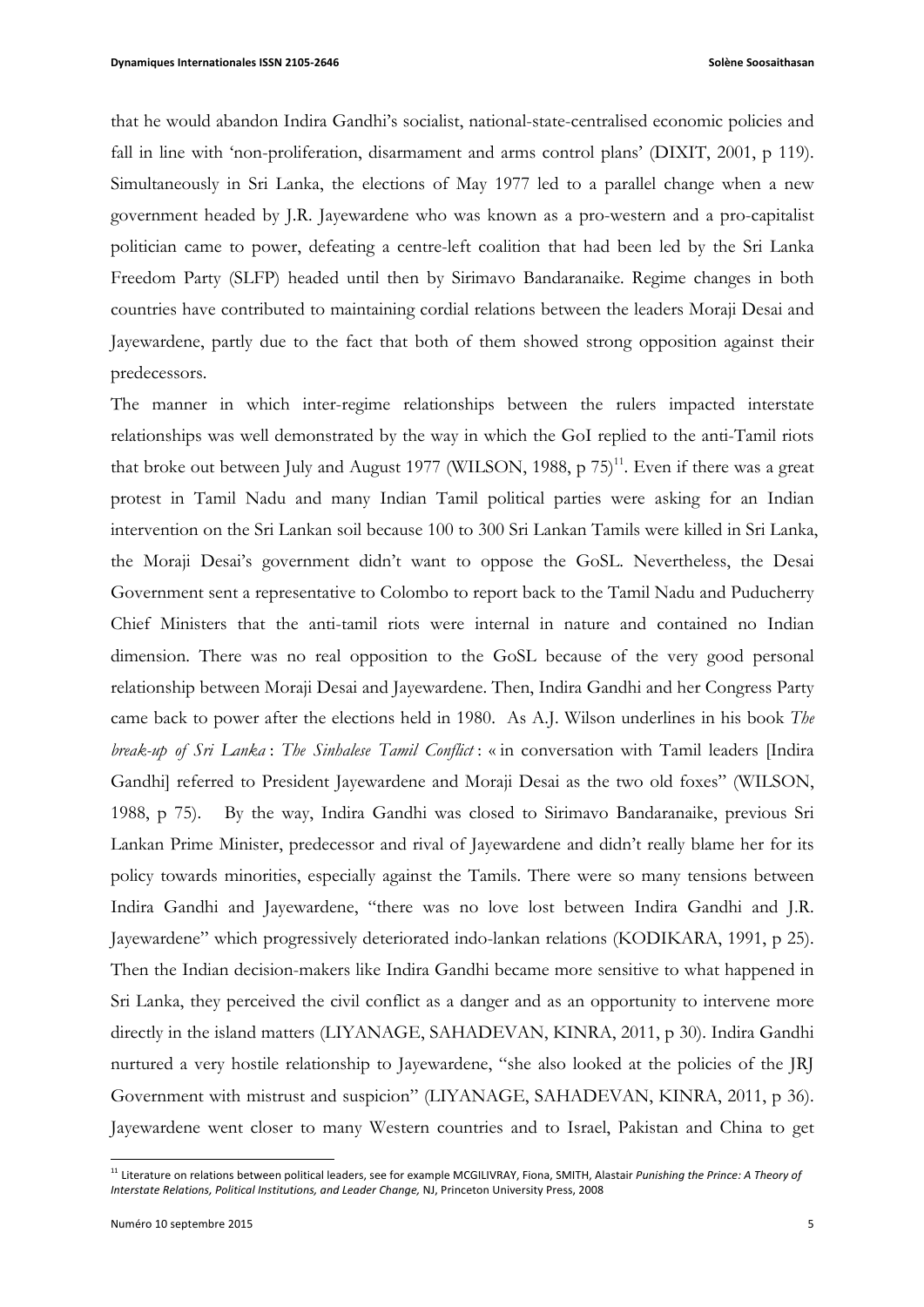that he would abandon Indira Gandhi's socialist, national-state-centralised economic policies and fall in line with 'non-proliferation, disarmament and arms control plans' (DIXIT, 2001, p 119). Simultaneously in Sri Lanka, the elections of May 1977 led to a parallel change when a new government headed by J.R. Jayewardene who was known as a pro-western and a pro-capitalist politician came to power, defeating a centre-left coalition that had been led by the Sri Lanka Freedom Party (SLFP) headed until then by Sirimavo Bandaranaike. Regime changes in both countries have contributed to maintaining cordial relations between the leaders Moraji Desai and Jayewardene, partly due to the fact that both of them showed strong opposition against their predecessors.

The manner in which inter-regime relationships between the rulers impacted interstate relationships was well demonstrated by the way in which the GoI replied to the anti-Tamil riots that broke out between July and August 1977 (WILSON, 1988, p 75)[11]. Even if there was a great protest in Tamil Nadu and many Indian Tamil political parties were asking for an Indian intervention on the Sri Lankan soil because 100 to 300 Sri Lankan Tamils were killed in Sri Lanka, the Moraji Desai's government didn't want to oppose the GoSL. Nevertheless, the Desai Government sent a representative to Colombo to report back to the Tamil Nadu and Puducherry Chief Ministers that the anti-tamil riots were internal in nature and contained no Indian dimension. There was no real opposition to the GoSL because of the very good personal relationship between Moraji Desai and Jayewardene. Then, Indira Gandhi and her Congress Party came back to power after the elections held in 1980. As A.J. Wilson underlines in his book *The break-up of Sri Lanka* : *The Sinhalese Tamil Conflict* : « in conversation with Tamil leaders [Indira Gandhi] referred to President Jayewardene and Moraji Desai as the two old foxes" (WILSON, 1988, p 75). By the way, Indira Gandhi was closed to Sirimavo Bandaranaike, previous Sri Lankan Prime Minister, predecessor and rival of Jayewardene and didn't really blame her for its policy towards minorities, especially against the Tamils. There were so many tensions between Indira Gandhi and Jayewardene, "there was no love lost between Indira Gandhi and J.R. Jayewardene" which progressively deteriorated indo-lankan relations (KODIKARA, 1991, p 25). Then the Indian decision-makers like Indira Gandhi became more sensitive to what happened in Sri Lanka, they perceived the civil conflict as a danger and as an opportunity to intervene more directly in the island matters (LIYANAGE, SAHADEVAN, KINRA, 2011, p 30). Indira Gandhi nurtured a very hostile relationship to Jayewardene, "she also looked at the policies of the JRJ Government with mistrust and suspicion" (LIYANAGE, SAHADEVAN, KINRA, 2011, p 36). Jayewardene went closer to many Western countries and to Israel, Pakistan and China to get

[11] Literature on relations between political leaders, see for example MCGILIVRAY, Fiona, SMITH, Alastair *Punishing the Prince: A Theory of Interstate Relations, Political Institutions, and Leader Change,* NJ, Princeton University Press, 2008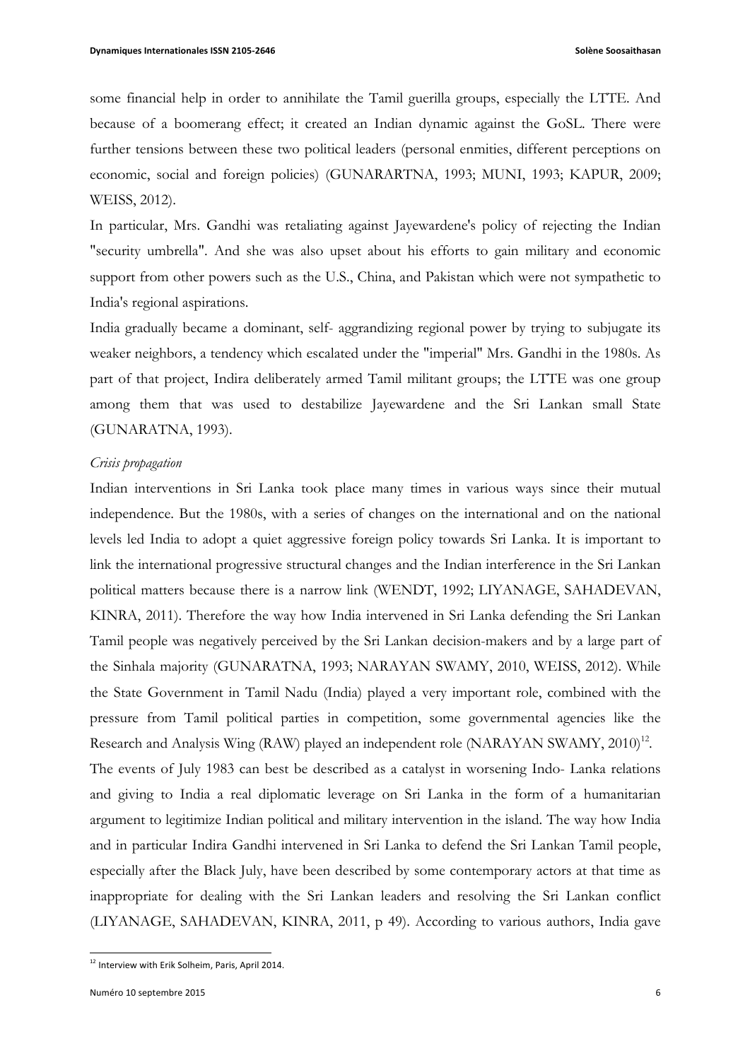some financial help in order to annihilate the Tamil guerilla groups, especially the LTTE. And because of a boomerang effect; it created an Indian dynamic against the GoSL. There were further tensions between these two political leaders (personal enmities, different perceptions on economic, social and foreign policies) (GUNARARTNA, 1993; MUNI, 1993; KAPUR, 2009; WEISS, 2012).

In particular, Mrs. Gandhi was retaliating against Jayewardene's policy of rejecting the Indian "security umbrella". And she was also upset about his efforts to gain military and economic support from other powers such as the U.S., China, and Pakistan which were not sympathetic to India's regional aspirations.

India gradually became a dominant, self- aggrandizing regional power by trying to subjugate its weaker neighbors, a tendency which escalated under the "imperial" Mrs. Gandhi in the 1980s. As part of that project, Indira deliberately armed Tamil militant groups; the LTTE was one group among them that was used to destabilize Jayewardene and the Sri Lankan small State (GUNARATNA, 1993).

*Crisis propagation*

Indian interventions in Sri Lanka took place many times in various ways since their mutual independence. But the 1980s, with a series of changes on the international and on the national levels led India to adopt a quiet aggressive foreign policy towards Sri Lanka. It is important to link the international progressive structural changes and the Indian interference in the Sri Lankan political matters because there is a narrow link (WENDT, 1992; LIYANAGE, SAHADEVAN, KINRA, 2011). Therefore the way how India intervened in Sri Lanka defending the Sri Lankan Tamil people was negatively perceived by the Sri Lankan decision-makers and by a large part of the Sinhala majority (GUNARATNA, 1993; NARAYAN SWAMY, 2010, WEISS, 2012). While the State Government in Tamil Nadu (India) played a very important role, combined with the pressure from Tamil political parties in competition, some governmental agencies like the Research and Analysis Wing (RAW) played an independent role (NARAYAN SWAMY, 2010)[12].

The events of July 1983 can best be described as a catalyst in worsening Indo- Lanka relations and giving to India a real diplomatic leverage on Sri Lanka in the form of a humanitarian argument to legitimize Indian political and military intervention in the island. The way how India and in particular Indira Gandhi intervened in Sri Lanka to defend the Sri Lankan Tamil people, especially after the Black July, have been described by some contemporary actors at that time as inappropriate for dealing with the Sri Lankan leaders and resolving the Sri Lankan conflict (LIYANAGE, SAHADEVAN, KINRA, 2011, p 49). According to various authors, India gave

[12] Interview with Erik Solheim, Paris, April 2014.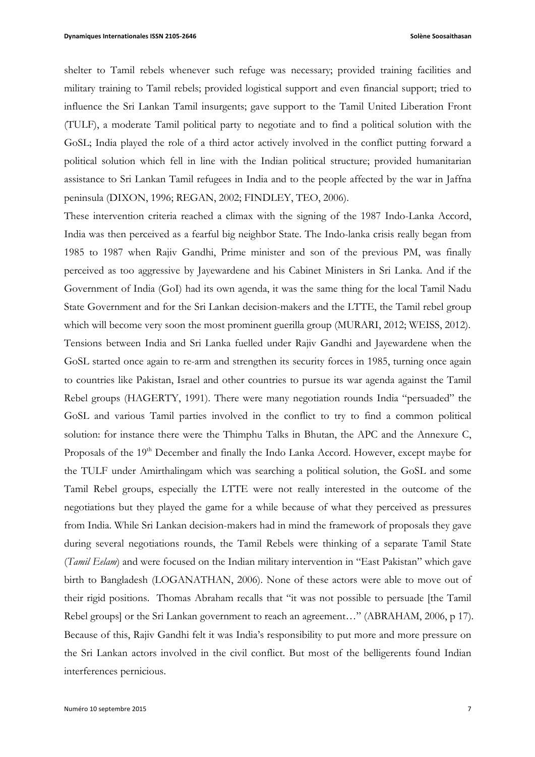shelter to Tamil rebels whenever such refuge was necessary; provided training facilities and military training to Tamil rebels; provided logistical support and even financial support; tried to influence the Sri Lankan Tamil insurgents; gave support to the Tamil United Liberation Front (TULF), a moderate Tamil political party to negotiate and to find a political solution with the GoSL; India played the role of a third actor actively involved in the conflict putting forward a political solution which fell in line with the Indian political structure; provided humanitarian assistance to Sri Lankan Tamil refugees in India and to the people affected by the war in Jaffna peninsula (DIXON, 1996; REGAN, 2002; FINDLEY, TEO, 2006).

These intervention criteria reached a climax with the signing of the 1987 Indo-Lanka Accord, India was then perceived as a fearful big neighbor State. The Indo-lanka crisis really began from 1985 to 1987 when Rajiv Gandhi, Prime minister and son of the previous PM, was finally perceived as too aggressive by Jayewardene and his Cabinet Ministers in Sri Lanka. And if the Government of India (GoI) had its own agenda, it was the same thing for the local Tamil Nadu State Government and for the Sri Lankan decision-makers and the LTTE, the Tamil rebel group which will become very soon the most prominent guerilla group (MURARI, 2012; WEISS, 2012). Tensions between India and Sri Lanka fuelled under Rajiv Gandhi and Jayewardene when the GoSL started once again to re-arm and strengthen its security forces in 1985, turning once again to countries like Pakistan, Israel and other countries to pursue its war agenda against the Tamil Rebel groups (HAGERTY, 1991). There were many negotiation rounds India "persuaded" the GoSL and various Tamil parties involved in the conflict to try to find a common political solution: for instance there were the Thimphu Talks in Bhutan, the APC and the Annexure C, Proposals of the 19th December and finally the Indo Lanka Accord. However, except maybe for the TULF under Amirthalingam which was searching a political solution, the GoSL and some Tamil Rebel groups, especially the LTTE were not really interested in the outcome of the negotiations but they played the game for a while because of what they perceived as pressures from India. While Sri Lankan decision-makers had in mind the framework of proposals they gave during several negotiations rounds, the Tamil Rebels were thinking of a separate Tamil State (*Tamil Eelam*) and were focused on the Indian military intervention in "East Pakistan" which gave birth to Bangladesh (LOGANATHAN, 2006). None of these actors were able to move out of their rigid positions. Thomas Abraham recalls that "it was not possible to persuade [the Tamil Rebel groups] or the Sri Lankan government to reach an agreement…" (ABRAHAM, 2006, p 17). Because of this, Rajiv Gandhi felt it was India's responsibility to put more and more pressure on the Sri Lankan actors involved in the civil conflict. But most of the belligerents found Indian interferences pernicious.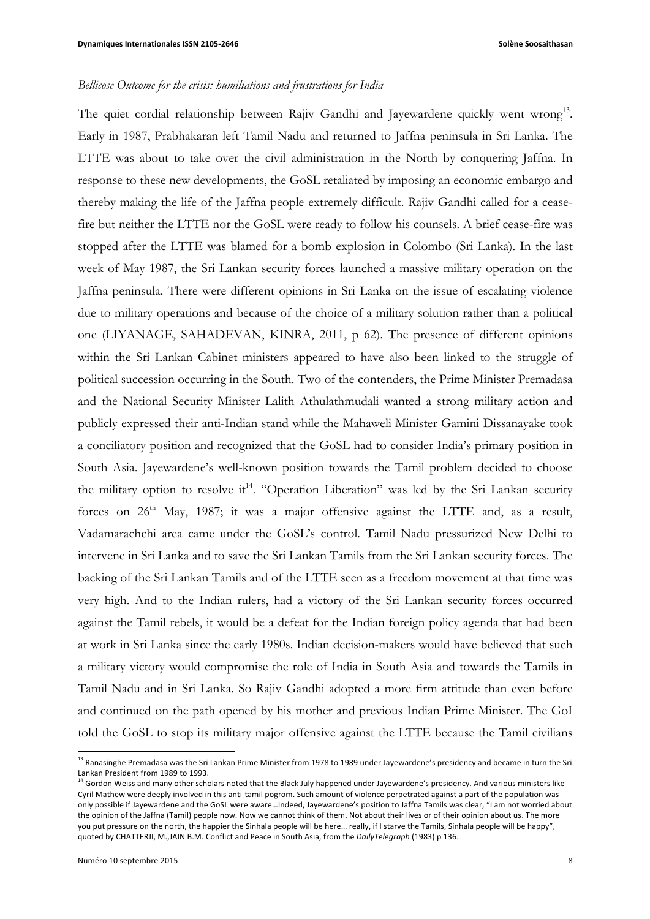*Bellicose Outcome for the crisis: humiliations and frustrations for India*

The quiet cordial relationship between Rajiv Gandhi and Jayewardene quickly went wrong[13]. Early in 1987, Prabhakaran left Tamil Nadu and returned to Jaffna peninsula in Sri Lanka. The LTTE was about to take over the civil administration in the North by conquering Jaffna. In response to these new developments, the GoSL retaliated by imposing an economic embargo and thereby making the life of the Jaffna people extremely difficult. Rajiv Gandhi called for a cease-fire but neither the LTTE nor the GoSL were ready to follow his counsels. A brief cease-fire was stopped after the LTTE was blamed for a bomb explosion in Colombo (Sri Lanka). In the last week of May 1987, the Sri Lankan security forces launched a massive military operation on the Jaffna peninsula. There were different opinions in Sri Lanka on the issue of escalating violence due to military operations and because of the choice of a military solution rather than a political one (LIYANAGE, SAHADEVAN, KINRA, 2011, p 62). The presence of different opinions within the Sri Lankan Cabinet ministers appeared to have also been linked to the struggle of political succession occurring in the South. Two of the contenders, the Prime Minister Premadasa and the National Security Minister Lalith Athulathmudali wanted a strong military action and publicly expressed their anti-Indian stand while the Mahaweli Minister Gamini Dissanayake took a conciliatory position and recognized that the GoSL had to consider India's primary position in South Asia. Jayewardene's well-known position towards the Tamil problem decided to choose the military option to resolve it[14]. "Operation Liberation" was led by the Sri Lankan security forces on 26th May, 1987; it was a major offensive against the LTTE and, as a result, Vadamarachchi area came under the GoSL's control. Tamil Nadu pressurized New Delhi to intervene in Sri Lanka and to save the Sri Lankan Tamils from the Sri Lankan security forces. The backing of the Sri Lankan Tamils and of the LTTE seen as a freedom movement at that time was very high. And to the Indian rulers, had a victory of the Sri Lankan security forces occurred against the Tamil rebels, it would be a defeat for the Indian foreign policy agenda that had been at work in Sri Lanka since the early 1980s. Indian decision-makers would have believed that such a military victory would compromise the role of India in South Asia and towards the Tamils in Tamil Nadu and in Sri Lanka. So Rajiv Gandhi adopted a more firm attitude than even before and continued on the path opened by his mother and previous Indian Prime Minister. The GoI told the GoSL to stop its military major offensive against the LTTE because the Tamil civilians

---

[13] Ranasinghe Premadasa was the Sri Lankan Prime Minister from 1978 to 1989 under Jayewardene's presidency and became in turn the Sri Lankan President from 1989 to 1993.

[14] Gordon Weiss and many other scholars noted that the Black July happened under Jayewardene's presidency. And various ministers like Cyril Mathew were deeply involved in this anti-tamil pogrom. Such amount of violence perpetrated against a part of the population was only possible if Jayewardene and the GoSL were aware…Indeed, Jayewardene's position to Jaffna Tamils was clear, "I am not worried about the opinion of the Jaffna (Tamil) people now. Now we cannot think of them. Not about their lives or of their opinion about us. The more you put pressure on the north, the happier the Sinhala people will be here… really, if I starve the Tamils, Sinhala people will be happy", quoted by CHATTERJI, M.,JAIN B.M. Conflict and Peace in South Asia, from the *DailyTelegraph* (1983) p 136.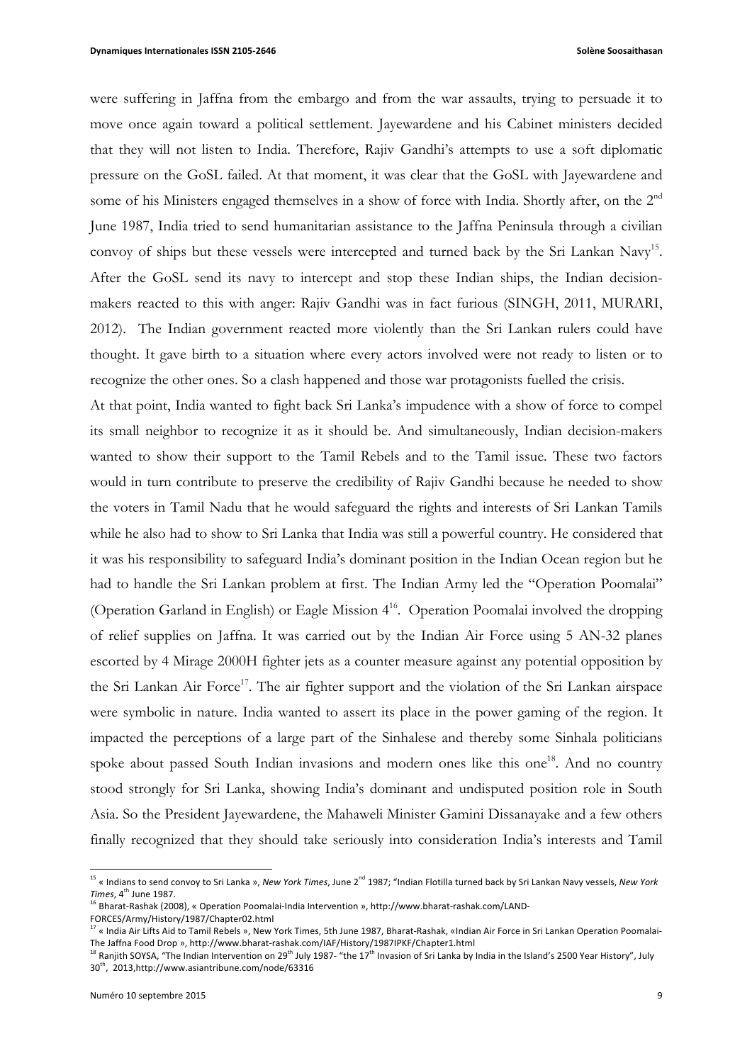were suffering in Jaffna from the embargo and from the war assaults, trying to persuade it to move once again toward a political settlement. Jayewardene and his Cabinet ministers decided that they will not listen to India. Therefore, Rajiv Gandhi's attempts to use a soft diplomatic pressure on the GoSL failed. At that moment, it was clear that the GoSL with Jayewardene and some of his Ministers engaged themselves in a show of force with India. Shortly after, on the 2nd June 1987, India tried to send humanitarian assistance to the Jaffna Peninsula through a civilian convoy of ships but these vessels were intercepted and turned back by the Sri Lankan Navy[15]. After the GoSL send its navy to intercept and stop these Indian ships, the Indian decision-makers reacted to this with anger: Rajiv Gandhi was in fact furious (SINGH, 2011, MURARI, 2012). The Indian government reacted more violently than the Sri Lankan rulers could have thought. It gave birth to a situation where every actors involved were not ready to listen or to recognize the other ones. So a clash happened and those war protagonists fuelled the crisis.

At that point, India wanted to fight back Sri Lanka's impudence with a show of force to compel its small neighbor to recognize it as it should be. And simultaneously, Indian decision-makers wanted to show their support to the Tamil Rebels and to the Tamil issue. These two factors would in turn contribute to preserve the credibility of Rajiv Gandhi because he needed to show the voters in Tamil Nadu that he would safeguard the rights and interests of Sri Lankan Tamils while he also had to show to Sri Lanka that India was still a powerful country. He considered that it was his responsibility to safeguard India's dominant position in the Indian Ocean region but he had to handle the Sri Lankan problem at first. The Indian Army led the "Operation Poomalai" (Operation Garland in English) or Eagle Mission 4[16]. Operation Poomalai involved the dropping of relief supplies on Jaffna. It was carried out by the Indian Air Force using 5 AN-32 planes escorted by 4 Mirage 2000H fighter jets as a counter measure against any potential opposition by the Sri Lankan Air Force[17]. The air fighter support and the violation of the Sri Lankan airspace were symbolic in nature. India wanted to assert its place in the power gaming of the region. It impacted the perceptions of a large part of the Sinhalese and thereby some Sinhala politicians spoke about passed South Indian invasions and modern ones like this one[18]. And no country stood strongly for Sri Lanka, showing India's dominant and undisputed position role in South Asia. So the President Jayewardene, the Mahaweli Minister Gamini Dissanayake and a few others finally recognized that they should take seriously into consideration India's interests and Tamil

---

[15] « Indians to send convoy to Sri Lanka », *New York Times*, June 2nd 1987; "Indian Flotilla turned back by Sri Lankan Navy vessels, *New York Times*, 4th June 1987.

[16] Bharat-Rashak (2008), « Operation Poomalai-India Intervention », http://www.bharat-rashak.com/LAND-FORCES/Army/History/1987/Chapter02.html

[17] « India Air Lifts Aid to Tamil Rebels », New York Times, 5th June 1987, Bharat-Rashak, «Indian Air Force in Sri Lankan Operation Poomalai-The Jaffna Food Drop », http://www.bharat-rashak.com/IAF/History/1987IPKF/Chapter1.html

[18] Ranjith SOYSA, "The Indian Intervention on 29th July 1987- "the 17th Invasion of Sri Lanka by India in the Island's 2500 Year History", July 30th, 2013,http://www.asiantribune.com/node/63316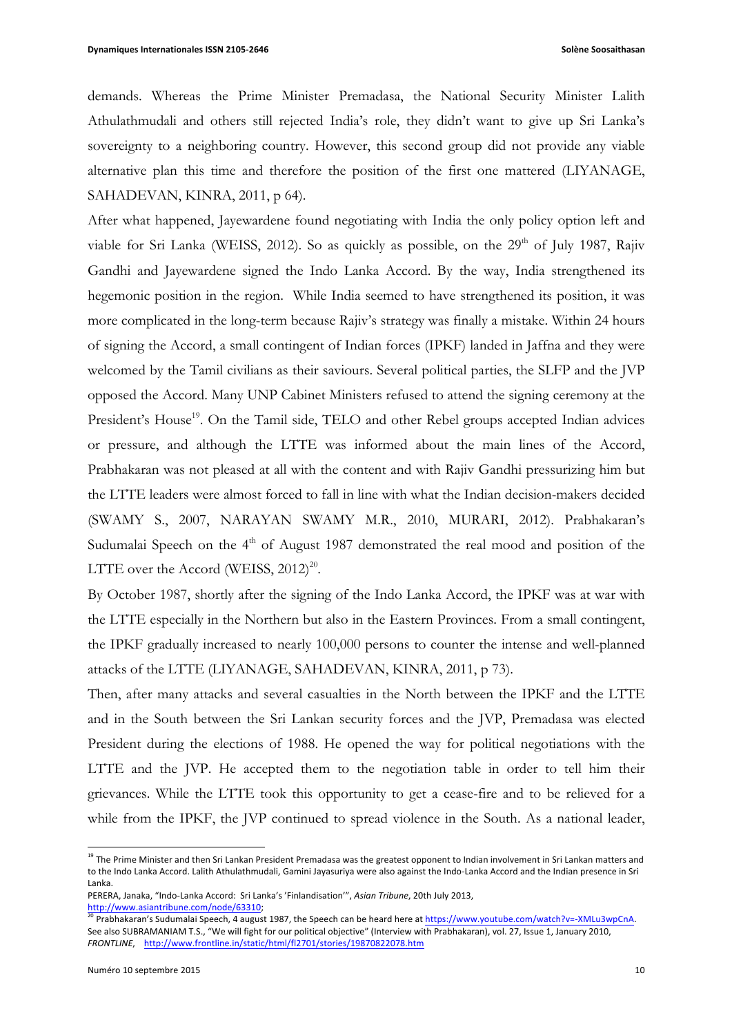demands. Whereas the Prime Minister Premadasa, the National Security Minister Lalith Athulathmudali and others still rejected India's role, they didn't want to give up Sri Lanka's sovereignty to a neighboring country. However, this second group did not provide any viable alternative plan this time and therefore the position of the first one mattered (LIYANAGE, SAHADEVAN, KINRA, 2011, p 64).

After what happened, Jayewardene found negotiating with India the only policy option left and viable for Sri Lanka (WEISS, 2012). So as quickly as possible, on the 29th of July 1987, Rajiv Gandhi and Jayewardene signed the Indo Lanka Accord. By the way, India strengthened its hegemonic position in the region. While India seemed to have strengthened its position, it was more complicated in the long-term because Rajiv's strategy was finally a mistake. Within 24 hours of signing the Accord, a small contingent of Indian forces (IPKF) landed in Jaffna and they were welcomed by the Tamil civilians as their saviours. Several political parties, the SLFP and the JVP opposed the Accord. Many UNP Cabinet Ministers refused to attend the signing ceremony at the President's House[19]. On the Tamil side, TELO and other Rebel groups accepted Indian advices or pressure, and although the LTTE was informed about the main lines of the Accord, Prabhakaran was not pleased at all with the content and with Rajiv Gandhi pressurizing him but the LTTE leaders were almost forced to fall in line with what the Indian decision-makers decided (SWAMY S., 2007, NARAYAN SWAMY M.R., 2010, MURARI, 2012). Prabhakaran's Sudumalai Speech on the 4th of August 1987 demonstrated the real mood and position of the LTTE over the Accord (WEISS, 2012)[20].

By October 1987, shortly after the signing of the Indo Lanka Accord, the IPKF was at war with the LTTE especially in the Northern but also in the Eastern Provinces. From a small contingent, the IPKF gradually increased to nearly 100,000 persons to counter the intense and well-planned attacks of the LTTE (LIYANAGE, SAHADEVAN, KINRA, 2011, p 73).

Then, after many attacks and several casualties in the North between the IPKF and the LTTE and in the South between the Sri Lankan security forces and the JVP, Premadasa was elected President during the elections of 1988. He opened the way for political negotiations with the LTTE and the JVP. He accepted them to the negotiation table in order to tell him their grievances. While the LTTE took this opportunity to get a cease-fire and to be relieved for a while from the IPKF, the JVP continued to spread violence in the South. As a national leader,

---

[19] The Prime Minister and then Sri Lankan President Premadasa was the greatest opponent to Indian involvement in Sri Lankan matters and to the Indo Lanka Accord. Lalith Athulathmudali, Gamini Jayasuriya were also against the Indo-Lanka Accord and the Indian presence in Sri Lanka.
PERERA, Janaka, "Indo-Lanka Accord: Sri Lanka's 'Finlandisation'", *Asian Tribune*, 20th July 2013, http://www.asiantribune.com/node/63310;

[20] Prabhakaran's Sudumalai Speech, 4 august 1987, the Speech can be heard here at https://www.youtube.com/watch?v=-XMLu3wpCnA. See also SUBRAMANIAM T.S., "We will fight for our political objective" (Interview with Prabhakaran), vol. 27, Issue 1, January 2010, *FRONTLINE*, http://www.frontline.in/static/html/fl2701/stories/19870822078.htm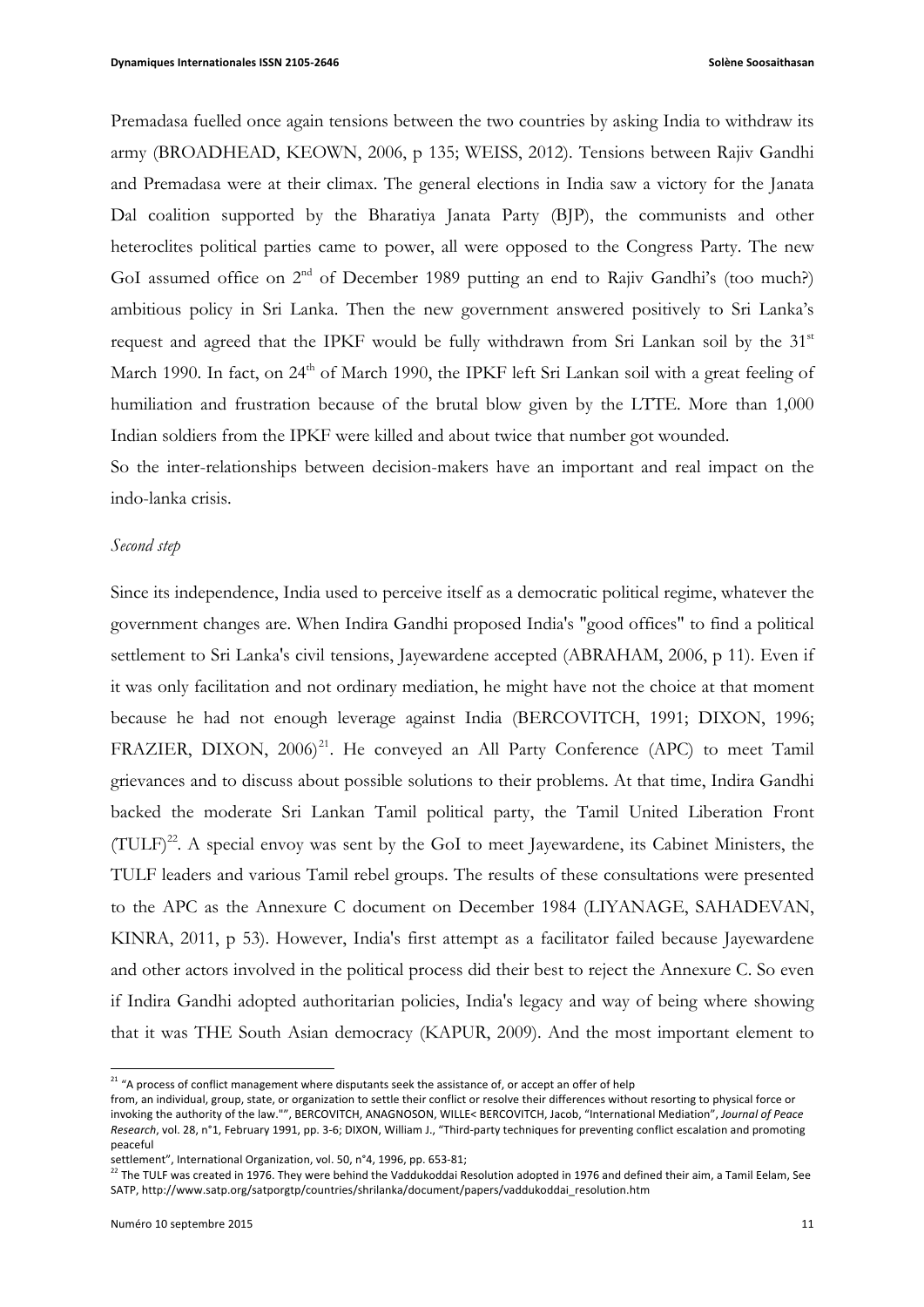Premadasa fuelled once again tensions between the two countries by asking India to withdraw its army (BROADHEAD, KEOWN, 2006, p 135; WEISS, 2012). Tensions between Rajiv Gandhi and Premadasa were at their climax. The general elections in India saw a victory for the Janata Dal coalition supported by the Bharatiya Janata Party (BJP), the communists and other heteroclites political parties came to power, all were opposed to the Congress Party. The new GoI assumed office on 2nd of December 1989 putting an end to Rajiv Gandhi's (too much?) ambitious policy in Sri Lanka. Then the new government answered positively to Sri Lanka's request and agreed that the IPKF would be fully withdrawn from Sri Lankan soil by the 31st March 1990. In fact, on 24th of March 1990, the IPKF left Sri Lankan soil with a great feeling of humiliation and frustration because of the brutal blow given by the LTTE. More than 1,000 Indian soldiers from the IPKF were killed and about twice that number got wounded.

So the inter-relationships between decision-makers have an important and real impact on the indo-lanka crisis.

*Second step*

Since its independence, India used to perceive itself as a democratic political regime, whatever the government changes are. When Indira Gandhi proposed India's "good offices" to find a political settlement to Sri Lanka's civil tensions, Jayewardene accepted (ABRAHAM, 2006, p 11). Even if it was only facilitation and not ordinary mediation, he might have not the choice at that moment because he had not enough leverage against India (BERCOVITCH, 1991; DIXON, 1996; FRAZIER, DIXON, 2006)[21]. He conveyed an All Party Conference (APC) to meet Tamil grievances and to discuss about possible solutions to their problems. At that time, Indira Gandhi backed the moderate Sri Lankan Tamil political party, the Tamil United Liberation Front (TULF)[22]. A special envoy was sent by the GoI to meet Jayewardene, its Cabinet Ministers, the TULF leaders and various Tamil rebel groups. The results of these consultations were presented to the APC as the Annexure C document on December 1984 (LIYANAGE, SAHADEVAN, KINRA, 2011, p 53). However, India's first attempt as a facilitator failed because Jayewardene and other actors involved in the political process did their best to reject the Annexure C. So even if Indira Gandhi adopted authoritarian policies, India's legacy and way of being where showing that it was THE South Asian democracy (KAPUR, 2009). And the most important element to

---

[21] "A process of conflict management where disputants seek the assistance of, or accept an offer of help from, an individual, group, state, or organization to settle their conflict or resolve their differences without resorting to physical force or invoking the authority of the law."", BERCOVITCH, ANAGNOSON, WILLE< BERCOVITCH, Jacob, "International Mediation", *Journal of Peace Research*, vol. 28, n°1, February 1991, pp. 3-6; DIXON, William J., "Third-party techniques for preventing conflict escalation and promoting peaceful settlement", International Organization, vol. 50, n°4, 1996, pp. 653-81;

[22] The TULF was created in 1976. They were behind the Vaddukoddai Resolution adopted in 1976 and defined their aim, a Tamil Eelam, See SATP, http://www.satp.org/satporgtp/countries/shrilanka/document/papers/vaddukoddai_resolution.htm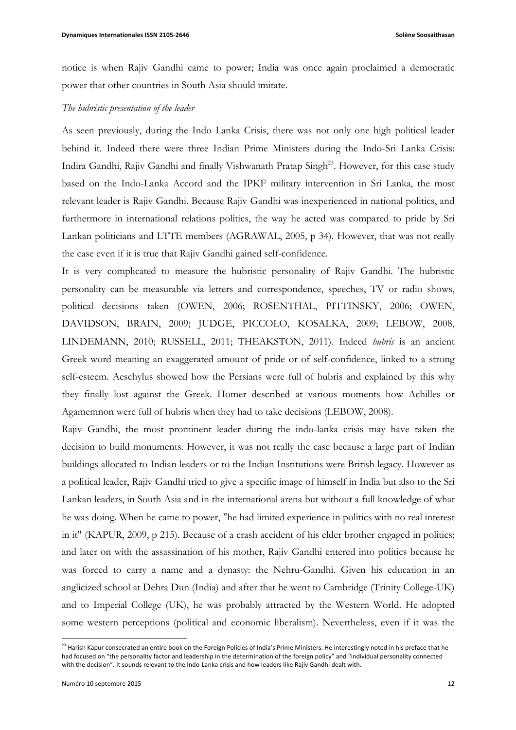notice is when Rajiv Gandhi came to power; India was once again proclaimed a democratic power that other countries in South Asia should imitate.

*The hubristic presentation of the leader*

As seen previously, during the Indo Lanka Crisis, there was not only one high political leader behind it. Indeed there were three Indian Prime Ministers during the Indo-Sri Lanka Crisis: Indira Gandhi, Rajiv Gandhi and finally Vishwanath Pratap Singh[23]. However, for this case study based on the Indo-Lanka Accord and the IPKF military intervention in Sri Lanka, the most relevant leader is Rajiv Gandhi. Because Rajiv Gandhi was inexperienced in national politics, and furthermore in international relations politics, the way he acted was compared to pride by Sri Lankan politicians and LTTE members (AGRAWAL, 2005, p 34). However, that was not really the case even if it is true that Rajiv Gandhi gained self-confidence.

It is very complicated to measure the hubristic personality of Rajiv Gandhi. The hubristic personality can be measurable via letters and correspondence, speeches, TV or radio shows, political decisions taken (OWEN, 2006; ROSENTHAL, PITTINSKY, 2006; OWEN, DAVIDSON, BRAIN, 2009; JUDGE, PICCOLO, KOSALKA, 2009; LEBOW, 2008, LINDEMANN, 2010; RUSSELL, 2011; THEAKSTON, 2011). Indeed *hubris* is an ancient Greek word meaning an exaggerated amount of pride or of self-confidence, linked to a strong self-esteem. Aeschylus showed how the Persians were full of hubris and explained by this why they finally lost against the Greek. Homer described at various moments how Achilles or Agamemnon were full of hubris when they had to take decisions (LEBOW, 2008).

Rajiv Gandhi, the most prominent leader during the indo-lanka crisis may have taken the decision to build monuments. However, it was not really the case because a large part of Indian buildings allocated to Indian leaders or to the Indian Institutions were British legacy. However as a political leader, Rajiv Gandhi tried to give a specific image of himself in India but also to the Sri Lankan leaders, in South Asia and in the international arena but without a full knowledge of what he was doing. When he came to power, "he had limited experience in politics with no real interest in it" (KAPUR, 2009, p 215). Because of a crash accident of his elder brother engaged in politics; and later on with the assassination of his mother, Rajiv Gandhi entered into politics because he was forced to carry a name and a dynasty: the Nehru-Gandhi. Given his education in an anglicized school at Dehra Dun (India) and after that he went to Cambridge (Trinity College-UK) and to Imperial College (UK), he was probably attracted by the Western World. He adopted some western perceptions (political and economic liberalism). Nevertheless, even if it was the

[23] Harish Kapur consecrated an entire book on the Foreign Policies of India's Prime Ministers. He interestingly noted in his preface that he had focused on "the personality factor and leadership in the determination of the foreign policy" and "individual personality connected with the decision". It sounds relevant to the Indo-Lanka crisis and how leaders like Rajiv Gandhi dealt with.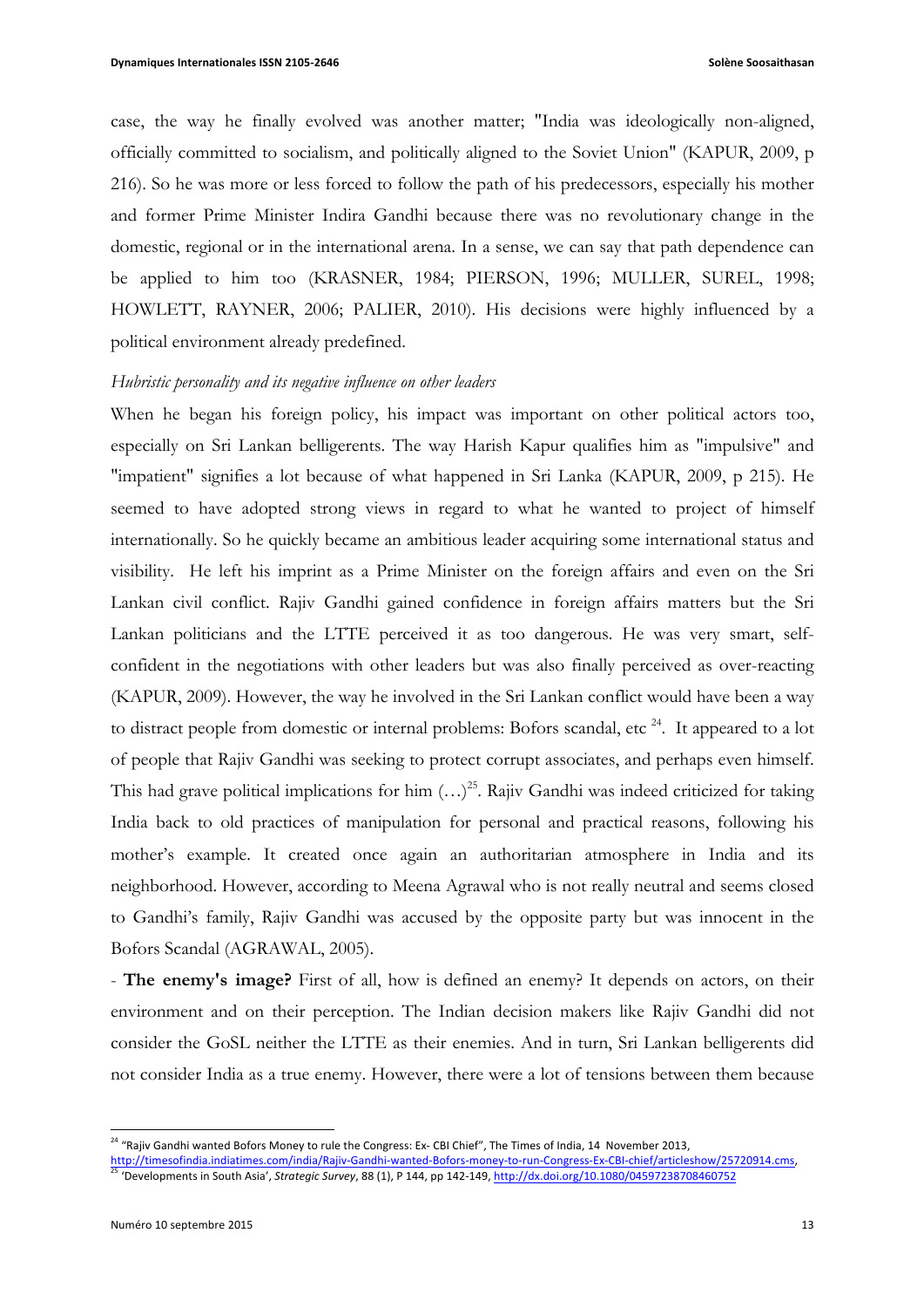case, the way he finally evolved was another matter; "India was ideologically non-aligned, officially committed to socialism, and politically aligned to the Soviet Union" (KAPUR, 2009, p 216). So he was more or less forced to follow the path of his predecessors, especially his mother and former Prime Minister Indira Gandhi because there was no revolutionary change in the domestic, regional or in the international arena. In a sense, we can say that path dependence can be applied to him too (KRASNER, 1984; PIERSON, 1996; MULLER, SUREL, 1998; HOWLETT, RAYNER, 2006; PALIER, 2010). His decisions were highly influenced by a political environment already predefined.

*Hubristic personality and its negative influence on other leaders*

When he began his foreign policy, his impact was important on other political actors too, especially on Sri Lankan belligerents. The way Harish Kapur qualifies him as "impulsive" and "impatient" signifies a lot because of what happened in Sri Lanka (KAPUR, 2009, p 215). He seemed to have adopted strong views in regard to what he wanted to project of himself internationally. So he quickly became an ambitious leader acquiring some international status and visibility. He left his imprint as a Prime Minister on the foreign affairs and even on the Sri Lankan civil conflict. Rajiv Gandhi gained confidence in foreign affairs matters but the Sri Lankan politicians and the LTTE perceived it as too dangerous. He was very smart, self-confident in the negotiations with other leaders but was also finally perceived as over-reacting (KAPUR, 2009). However, the way he involved in the Sri Lankan conflict would have been a way to distract people from domestic or internal problems: Bofors scandal, etc [24]. It appeared to a lot of people that Rajiv Gandhi was seeking to protect corrupt associates, and perhaps even himself. This had grave political implications for him (…)[25]. Rajiv Gandhi was indeed criticized for taking India back to old practices of manipulation for personal and practical reasons, following his mother's example. It created once again an authoritarian atmosphere in India and its neighborhood. However, according to Meena Agrawal who is not really neutral and seems closed to Gandhi's family, Rajiv Gandhi was accused by the opposite party but was innocent in the Bofors Scandal (AGRAWAL, 2005).

- **The enemy's image?** First of all, how is defined an enemy? It depends on actors, on their environment and on their perception. The Indian decision makers like Rajiv Gandhi did not consider the GoSL neither the LTTE as their enemies. And in turn, Sri Lankan belligerents did not consider India as a true enemy. However, there were a lot of tensions between them because

---

[24] "Rajiv Gandhi wanted Bofors Money to rule the Congress: Ex- CBI Chief", The Times of India, 14 November 2013, http://timesofindia.indiatimes.com/india/Rajiv-Gandhi-wanted-Bofors-money-to-run-Congress-Ex-CBI-chief/articleshow/25720914.cms,

[25] 'Developments in South Asia', *Strategic Survey*, 88 (1), P 144, pp 142-149, http://dx.doi.org/10.1080/04597238708460752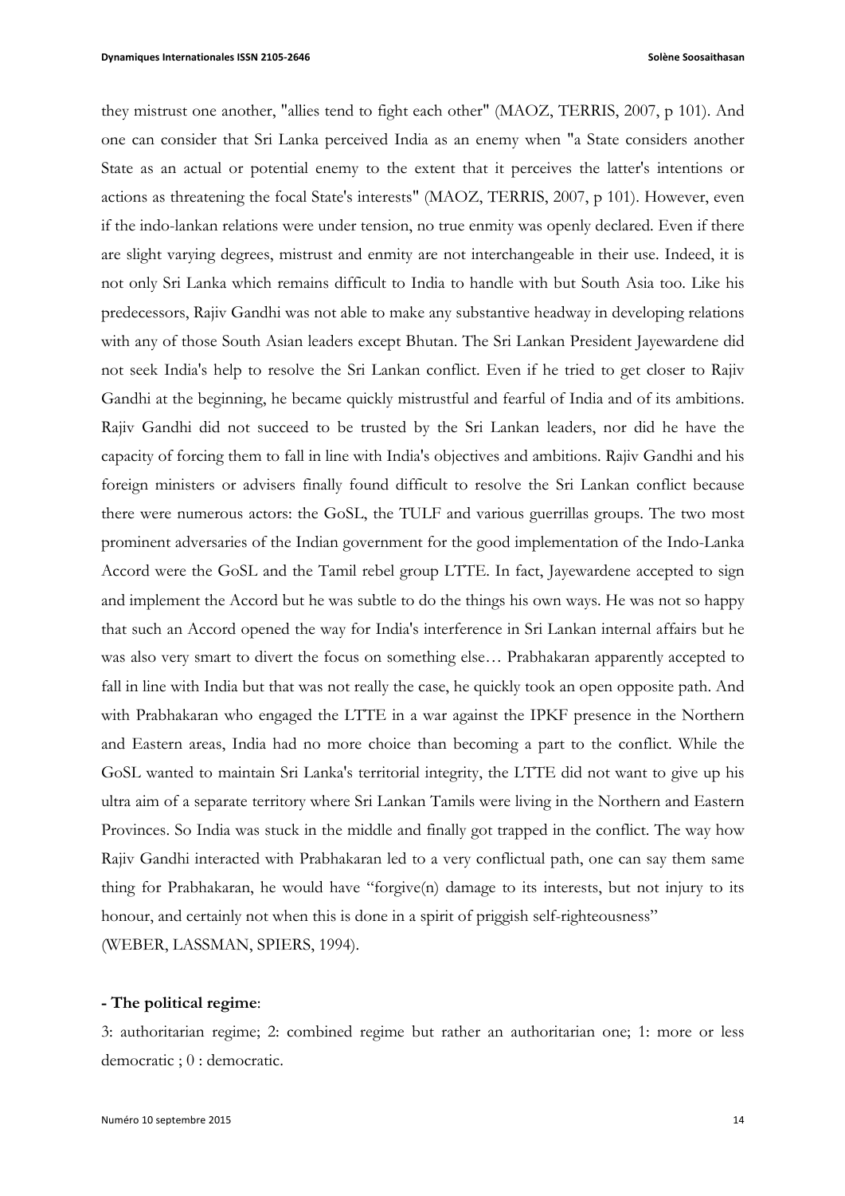they mistrust one another, "allies tend to fight each other" (MAOZ, TERRIS, 2007, p 101). And one can consider that Sri Lanka perceived India as an enemy when "a State considers another State as an actual or potential enemy to the extent that it perceives the latter's intentions or actions as threatening the focal State's interests" (MAOZ, TERRIS, 2007, p 101). However, even if the indo-lankan relations were under tension, no true enmity was openly declared. Even if there are slight varying degrees, mistrust and enmity are not interchangeable in their use. Indeed, it is not only Sri Lanka which remains difficult to India to handle with but South Asia too. Like his predecessors, Rajiv Gandhi was not able to make any substantive headway in developing relations with any of those South Asian leaders except Bhutan. The Sri Lankan President Jayewardene did not seek India's help to resolve the Sri Lankan conflict. Even if he tried to get closer to Rajiv Gandhi at the beginning, he became quickly mistrustful and fearful of India and of its ambitions. Rajiv Gandhi did not succeed to be trusted by the Sri Lankan leaders, nor did he have the capacity of forcing them to fall in line with India's objectives and ambitions. Rajiv Gandhi and his foreign ministers or advisers finally found difficult to resolve the Sri Lankan conflict because there were numerous actors: the GoSL, the TULF and various guerrillas groups. The two most prominent adversaries of the Indian government for the good implementation of the Indo-Lanka Accord were the GoSL and the Tamil rebel group LTTE. In fact, Jayewardene accepted to sign and implement the Accord but he was subtle to do the things his own ways. He was not so happy that such an Accord opened the way for India's interference in Sri Lankan internal affairs but he was also very smart to divert the focus on something else… Prabhakaran apparently accepted to fall in line with India but that was not really the case, he quickly took an open opposite path. And with Prabhakaran who engaged the LTTE in a war against the IPKF presence in the Northern and Eastern areas, India had no more choice than becoming a part to the conflict. While the GoSL wanted to maintain Sri Lanka's territorial integrity, the LTTE did not want to give up his ultra aim of a separate territory where Sri Lankan Tamils were living in the Northern and Eastern Provinces. So India was stuck in the middle and finally got trapped in the conflict. The way how Rajiv Gandhi interacted with Prabhakaran led to a very conflictual path, one can say them same thing for Prabhakaran, he would have "forgive(n) damage to its interests, but not injury to its honour, and certainly not when this is done in a spirit of priggish self-righteousness" (WEBER, LASSMAN, SPIERS, 1994).

**- The political regime**:

3: authoritarian regime; 2: combined regime but rather an authoritarian one; 1: more or less democratic ; 0 : democratic.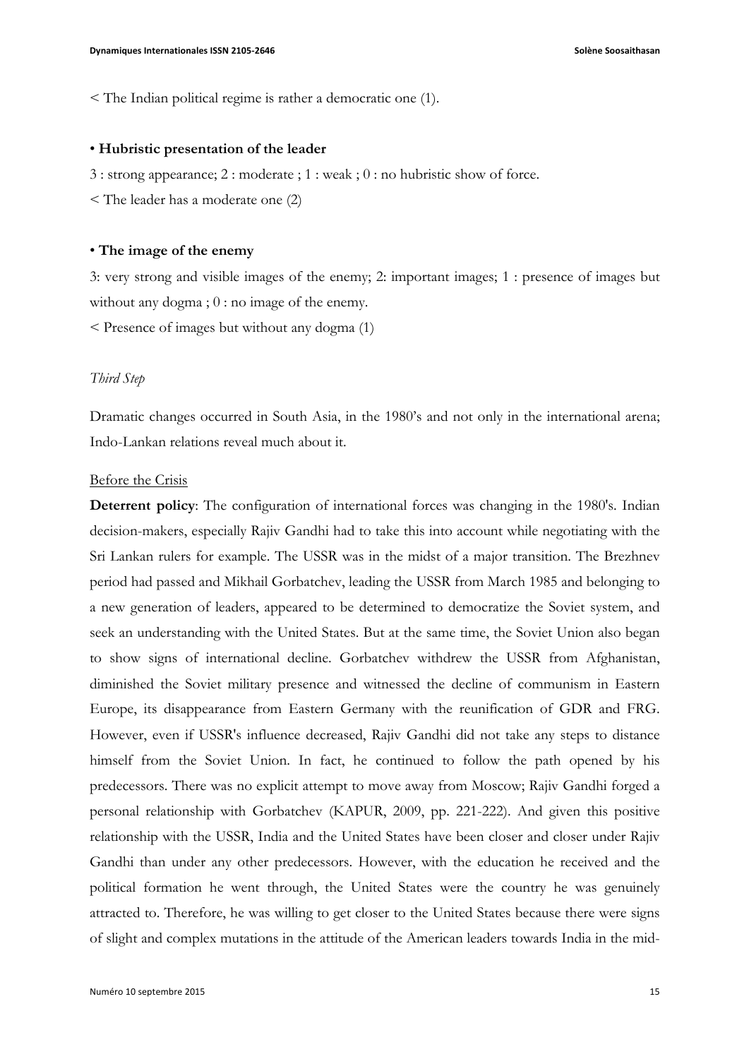< The Indian political regime is rather a democratic one (1).

• **Hubristic presentation of the leader**

3 : strong appearance; 2 : moderate ; 1 : weak ; 0 : no hubristic show of force.

< The leader has a moderate one (2)

• **The image of the enemy**

3: very strong and visible images of the enemy; 2: important images; 1 : presence of images but without any dogma ; 0 : no image of the enemy.

< Presence of images but without any dogma (1)

*Third Step*

Dramatic changes occurred in South Asia, in the 1980's and not only in the international arena; Indo-Lankan relations reveal much about it.

Before the Crisis

**Deterrent policy**: The configuration of international forces was changing in the 1980's. Indian decision-makers, especially Rajiv Gandhi had to take this into account while negotiating with the Sri Lankan rulers for example. The USSR was in the midst of a major transition. The Brezhnev period had passed and Mikhail Gorbatchev, leading the USSR from March 1985 and belonging to a new generation of leaders, appeared to be determined to democratize the Soviet system, and seek an understanding with the United States. But at the same time, the Soviet Union also began to show signs of international decline. Gorbatchev withdrew the USSR from Afghanistan, diminished the Soviet military presence and witnessed the decline of communism in Eastern Europe, its disappearance from Eastern Germany with the reunification of GDR and FRG. However, even if USSR's influence decreased, Rajiv Gandhi did not take any steps to distance himself from the Soviet Union. In fact, he continued to follow the path opened by his predecessors. There was no explicit attempt to move away from Moscow; Rajiv Gandhi forged a personal relationship with Gorbatchev (KAPUR, 2009, pp. 221-222). And given this positive relationship with the USSR, India and the United States have been closer and closer under Rajiv Gandhi than under any other predecessors. However, with the education he received and the political formation he went through, the United States were the country he was genuinely attracted to. Therefore, he was willing to get closer to the United States because there were signs of slight and complex mutations in the attitude of the American leaders towards India in the mid-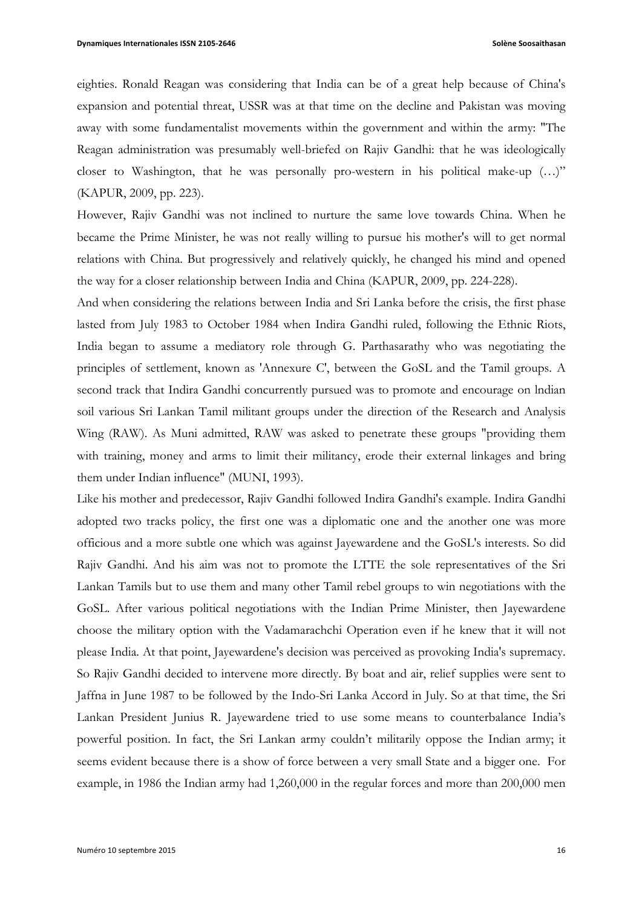eighties. Ronald Reagan was considering that India can be of a great help because of China's expansion and potential threat, USSR was at that time on the decline and Pakistan was moving away with some fundamentalist movements within the government and within the army: "The Reagan administration was presumably well-briefed on Rajiv Gandhi: that he was ideologically closer to Washington, that he was personally pro-western in his political make-up (…)" (KAPUR, 2009, pp. 223).

However, Rajiv Gandhi was not inclined to nurture the same love towards China. When he became the Prime Minister, he was not really willing to pursue his mother's will to get normal relations with China. But progressively and relatively quickly, he changed his mind and opened the way for a closer relationship between India and China (KAPUR, 2009, pp. 224-228).

And when considering the relations between India and Sri Lanka before the crisis, the first phase lasted from July 1983 to October 1984 when Indira Gandhi ruled, following the Ethnic Riots, India began to assume a mediatory role through G. Parthasarathy who was negotiating the principles of settlement, known as 'Annexure C', between the GoSL and the Tamil groups. A second track that Indira Gandhi concurrently pursued was to promote and encourage on lndian soil various Sri Lankan Tamil militant groups under the direction of the Research and Analysis Wing (RAW). As Muni admitted, RAW was asked to penetrate these groups "providing them with training, money and arms to limit their militancy, erode their external linkages and bring them under Indian influence" (MUNI, 1993).

Like his mother and predecessor, Rajiv Gandhi followed Indira Gandhi's example. Indira Gandhi adopted two tracks policy, the first one was a diplomatic one and the another one was more officious and a more subtle one which was against Jayewardene and the GoSL's interests. So did Rajiv Gandhi. And his aim was not to promote the LTTE the sole representatives of the Sri Lankan Tamils but to use them and many other Tamil rebel groups to win negotiations with the GoSL. After various political negotiations with the Indian Prime Minister, then Jayewardene choose the military option with the Vadamarachchi Operation even if he knew that it will not please India. At that point, Jayewardene's decision was perceived as provoking India's supremacy. So Rajiv Gandhi decided to intervene more directly. By boat and air, relief supplies were sent to Jaffna in June 1987 to be followed by the Indo-Sri Lanka Accord in July. So at that time, the Sri Lankan President Junius R. Jayewardene tried to use some means to counterbalance India's powerful position. In fact, the Sri Lankan army couldn't militarily oppose the Indian army; it seems evident because there is a show of force between a very small State and a bigger one. For example, in 1986 the Indian army had 1,260,000 in the regular forces and more than 200,000 men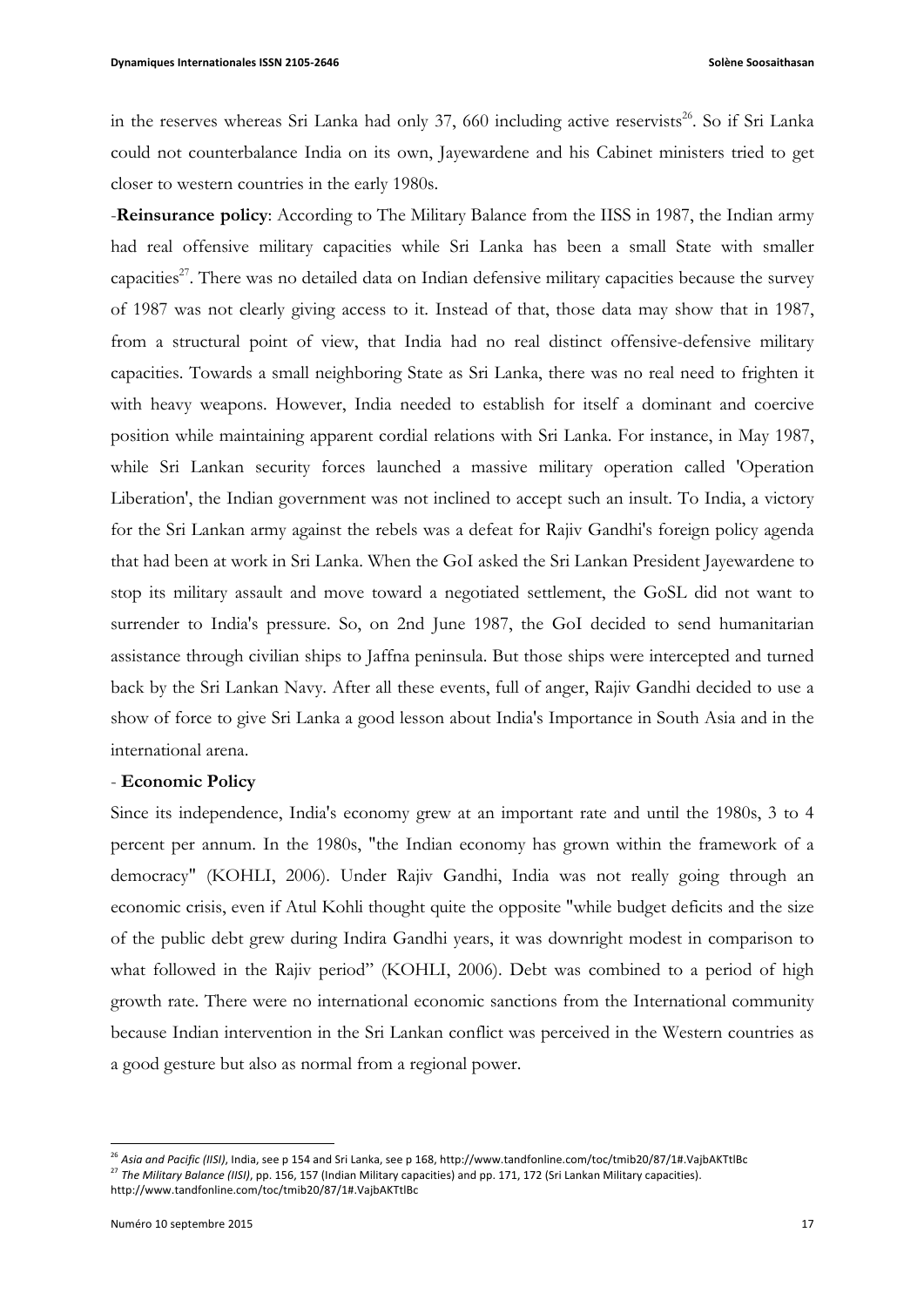in the reserves whereas Sri Lanka had only 37, 660 including active reservists[26]. So if Sri Lanka could not counterbalance India on its own, Jayewardene and his Cabinet ministers tried to get closer to western countries in the early 1980s.

-**Reinsurance policy**: According to The Military Balance from the IISS in 1987, the Indian army had real offensive military capacities while Sri Lanka has been a small State with smaller capacities[27]. There was no detailed data on Indian defensive military capacities because the survey of 1987 was not clearly giving access to it. Instead of that, those data may show that in 1987, from a structural point of view, that India had no real distinct offensive-defensive military capacities. Towards a small neighboring State as Sri Lanka, there was no real need to frighten it with heavy weapons. However, India needed to establish for itself a dominant and coercive position while maintaining apparent cordial relations with Sri Lanka. For instance, in May 1987, while Sri Lankan security forces launched a massive military operation called 'Operation Liberation', the Indian government was not inclined to accept such an insult. To India, a victory for the Sri Lankan army against the rebels was a defeat for Rajiv Gandhi's foreign policy agenda that had been at work in Sri Lanka. When the GoI asked the Sri Lankan President Jayewardene to stop its military assault and move toward a negotiated settlement, the GoSL did not want to surrender to India's pressure. So, on 2nd June 1987, the GoI decided to send humanitarian assistance through civilian ships to Jaffna peninsula. But those ships were intercepted and turned back by the Sri Lankan Navy. After all these events, full of anger, Rajiv Gandhi decided to use a show of force to give Sri Lanka a good lesson about India's Importance in South Asia and in the international arena.

- **Economic Policy**

Since its independence, India's economy grew at an important rate and until the 1980s, 3 to 4 percent per annum. In the 1980s, "the Indian economy has grown within the framework of a democracy" (KOHLI, 2006). Under Rajiv Gandhi, India was not really going through an economic crisis, even if Atul Kohli thought quite the opposite "while budget deficits and the size of the public debt grew during Indira Gandhi years, it was downright modest in comparison to what followed in the Rajiv period" (KOHLI, 2006). Debt was combined to a period of high growth rate. There were no international economic sanctions from the International community because Indian intervention in the Sri Lankan conflict was perceived in the Western countries as a good gesture but also as normal from a regional power.

---

[26] *Asia and Pacific (IISI)*, India, see p 154 and Sri Lanka, see p 168, http://www.tandfonline.com/toc/tmib20/87/1#.VajbAKTtlBc

[27] *The Military Balance (IISI)*, pp. 156, 157 (Indian Military capacities) and pp. 171, 172 (Sri Lankan Military capacities). http://www.tandfonline.com/toc/tmib20/87/1#.VajbAKTtlBc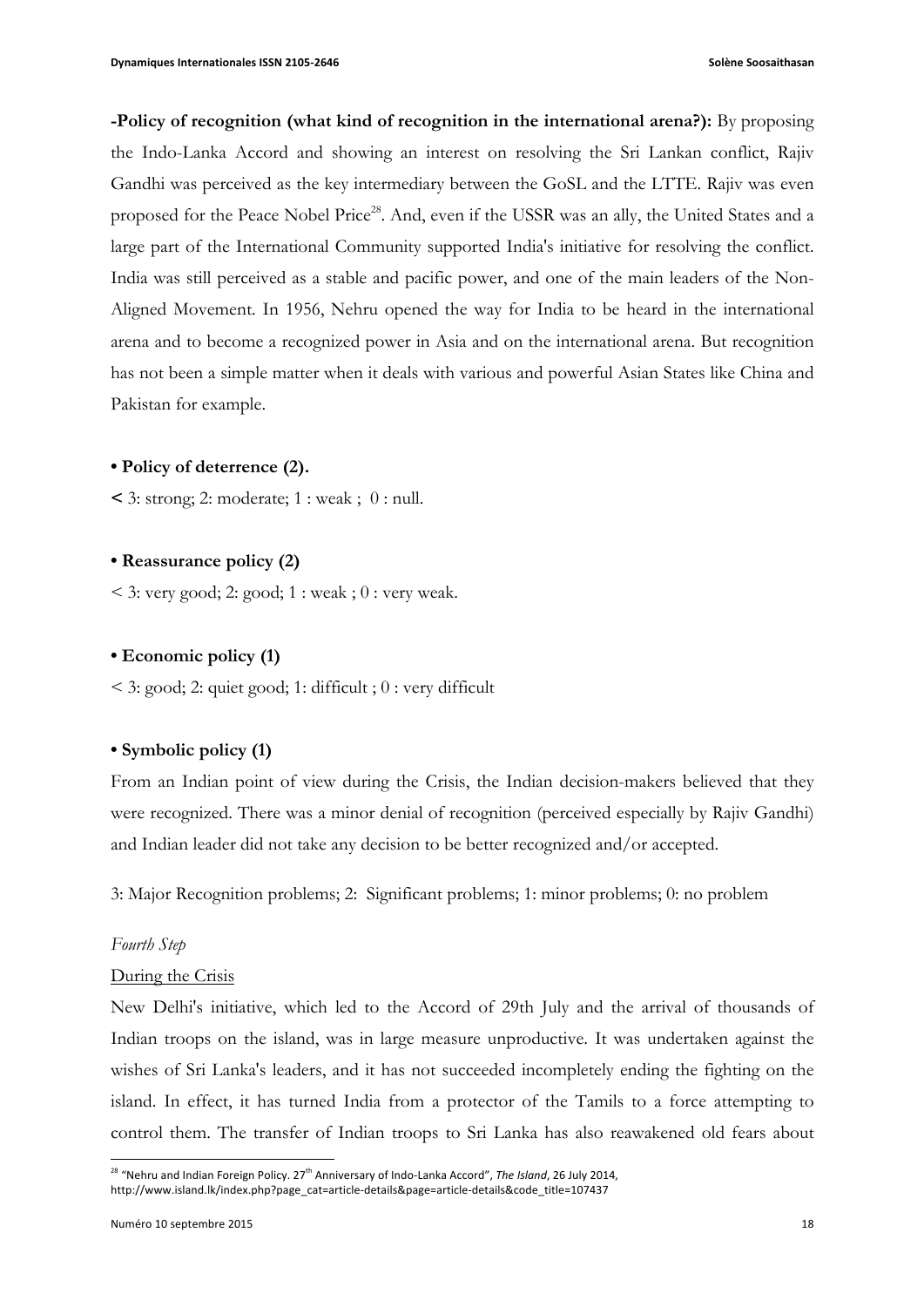**-Policy of recognition (what kind of recognition in the international arena?):** By proposing the Indo-Lanka Accord and showing an interest on resolving the Sri Lankan conflict, Rajiv Gandhi was perceived as the key intermediary between the GoSL and the LTTE. Rajiv was even proposed for the Peace Nobel Price[28]. And, even if the USSR was an ally, the United States and a large part of the International Community supported India's initiative for resolving the conflict. India was still perceived as a stable and pacific power, and one of the main leaders of the Non-Aligned Movement. In 1956, Nehru opened the way for India to be heard in the international arena and to become a recognized power in Asia and on the international arena. But recognition has not been a simple matter when it deals with various and powerful Asian States like China and Pakistan for example.

**• Policy of deterrence (2).**

< 3: strong; 2: moderate; 1 : weak ; 0 : null.

**• Reassurance policy (2)**

< 3: very good; 2: good; 1 : weak ; 0 : very weak.

**• Economic policy (1)**

< 3: good; 2: quiet good; 1: difficult ; 0 : very difficult

**• Symbolic policy (1)**

From an Indian point of view during the Crisis, the Indian decision-makers believed that they were recognized. There was a minor denial of recognition (perceived especially by Rajiv Gandhi) and Indian leader did not take any decision to be better recognized and/or accepted.

3: Major Recognition problems; 2: Significant problems; 1: minor problems; 0: no problem

*Fourth Step*

During the Crisis

New Delhi's initiative, which led to the Accord of 29th July and the arrival of thousands of Indian troops on the island, was in large measure unproductive. It was undertaken against the wishes of Sri Lanka's leaders, and it has not succeeded incompletely ending the fighting on the island. In effect, it has turned India from a protector of the Tamils to a force attempting to control them. The transfer of Indian troops to Sri Lanka has also reawakened old fears about

[28] "Nehru and Indian Foreign Policy. 27th Anniversary of Indo-Lanka Accord", *The Island*, 26 July 2014, http://www.island.lk/index.php?page_cat=article-details&page=article-details&code_title=107437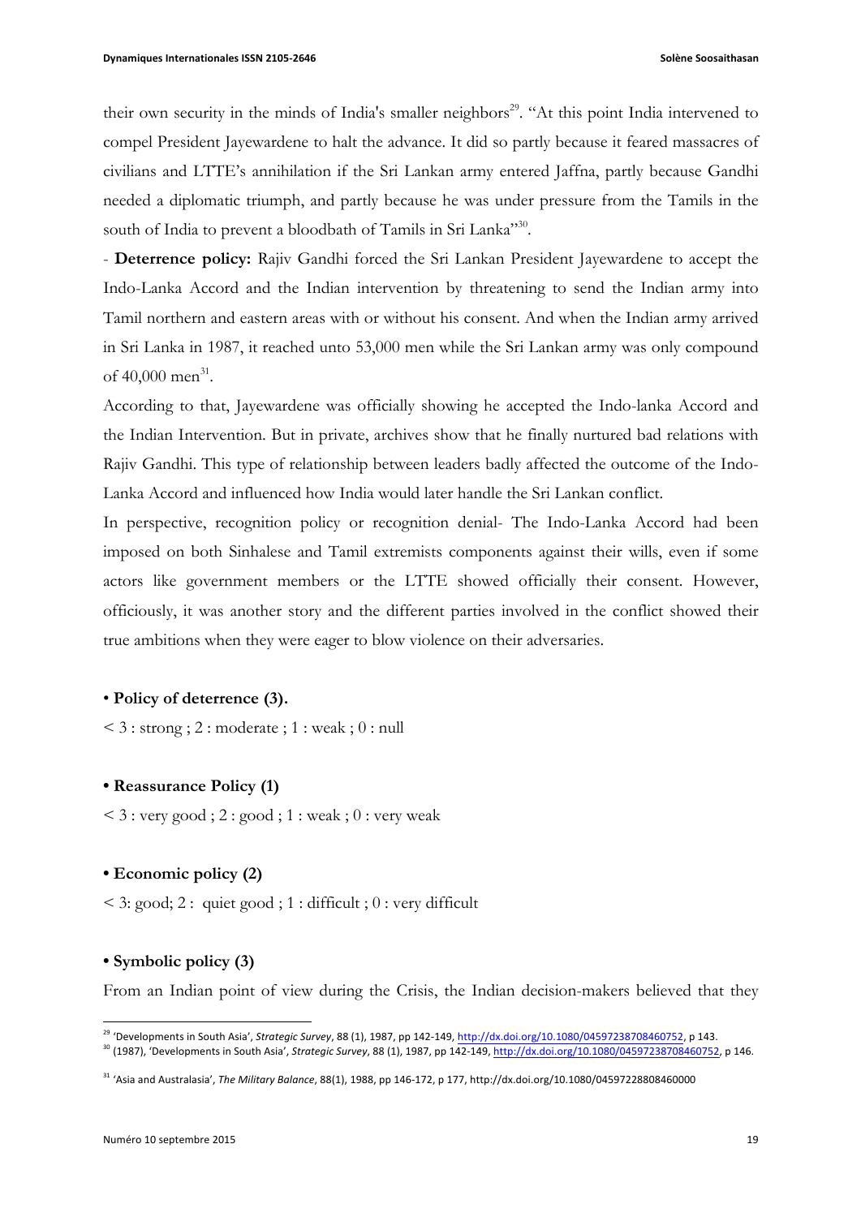their own security in the minds of India's smaller neighbors[29]. "At this point India intervened to compel President Jayewardene to halt the advance. It did so partly because it feared massacres of civilians and LTTE's annihilation if the Sri Lankan army entered Jaffna, partly because Gandhi needed a diplomatic triumph, and partly because he was under pressure from the Tamils in the south of India to prevent a bloodbath of Tamils in Sri Lanka"[30].

- **Deterrence policy:** Rajiv Gandhi forced the Sri Lankan President Jayewardene to accept the Indo-Lanka Accord and the Indian intervention by threatening to send the Indian army into Tamil northern and eastern areas with or without his consent. And when the Indian army arrived in Sri Lanka in 1987, it reached unto 53,000 men while the Sri Lankan army was only compound of 40,000 men[31].

According to that, Jayewardene was officially showing he accepted the Indo-lanka Accord and the Indian Intervention. But in private, archives show that he finally nurtured bad relations with Rajiv Gandhi. This type of relationship between leaders badly affected the outcome of the Indo-Lanka Accord and influenced how India would later handle the Sri Lankan conflict.

In perspective, recognition policy or recognition denial- The Indo-Lanka Accord had been imposed on both Sinhalese and Tamil extremists components against their wills, even if some actors like government members or the LTTE showed officially their consent. However, officiously, it was another story and the different parties involved in the conflict showed their true ambitions when they were eager to blow violence on their adversaries.

• **Policy of deterrence (3).**

< 3 : strong ; 2 : moderate ; 1 : weak ; 0 : null

• **Reassurance Policy (1)**

< 3 : very good ; 2 : good ; 1 : weak ; 0 : very weak

• **Economic policy (2)**

< 3: good; 2 :  quiet good ; 1 : difficult ; 0 : very difficult

• **Symbolic policy (3)**

From an Indian point of view during the Crisis, the Indian decision-makers believed that they

---

[29] 'Developments in South Asia', *Strategic Survey*, 88 (1), 1987, pp 142-149, http://dx.doi.org/10.1080/04597238708460752, p 143.

[30] (1987), 'Developments in South Asia', *Strategic Survey*, 88 (1), 1987, pp 142-149, http://dx.doi.org/10.1080/04597238708460752, p 146.

[31] 'Asia and Australasia', *The Military Balance*, 88(1), 1988, pp 146-172, p 177, http://dx.doi.org/10.1080/04597228808460000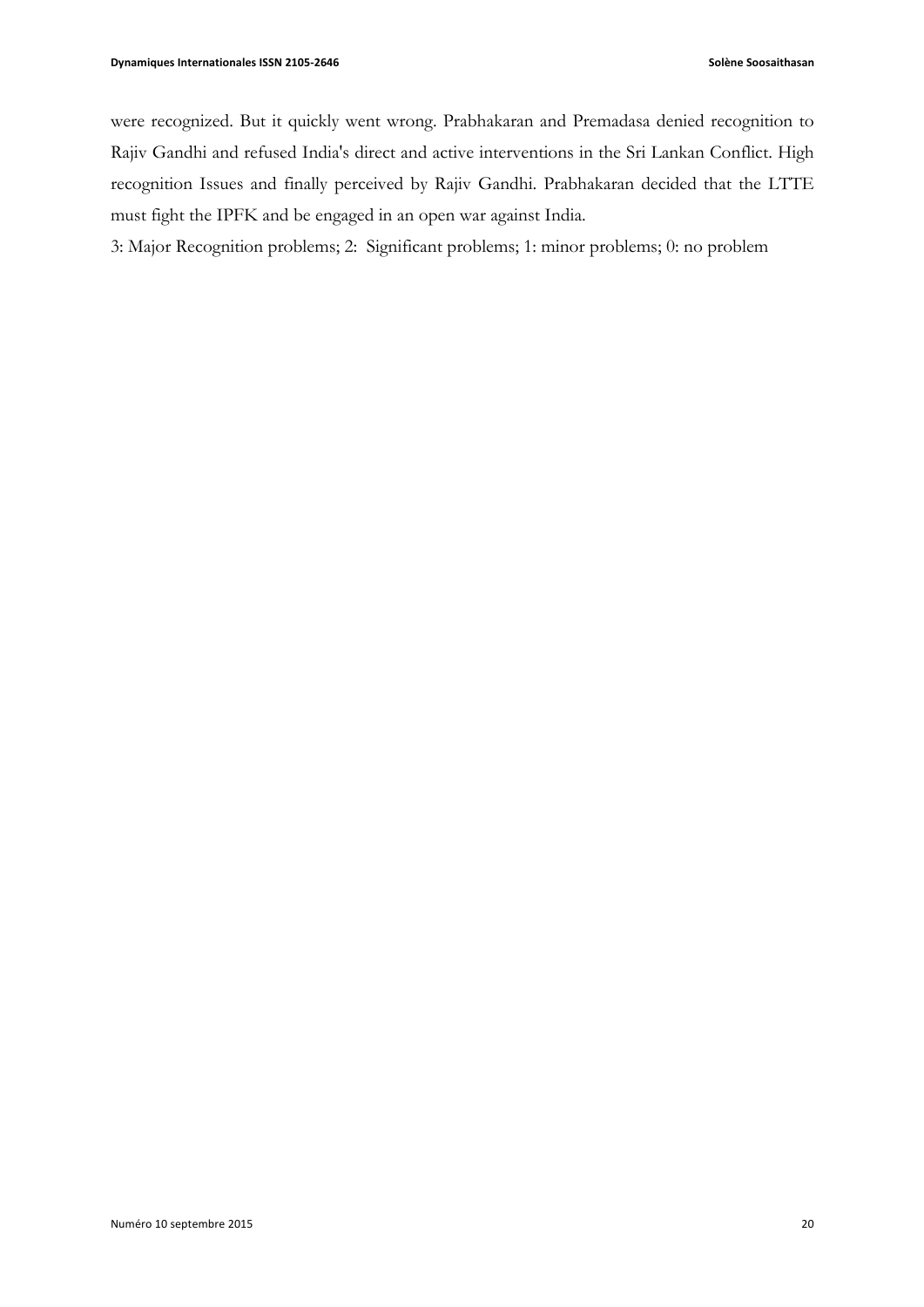were recognized. But it quickly went wrong. Prabhakaran and Premadasa denied recognition to Rajiv Gandhi and refused India's direct and active interventions in the Sri Lankan Conflict. High recognition Issues and finally perceived by Rajiv Gandhi. Prabhakaran decided that the LTTE must fight the IPFK and be engaged in an open war against India.

3: Major Recognition problems; 2: Significant problems; 1: minor problems; 0: no problem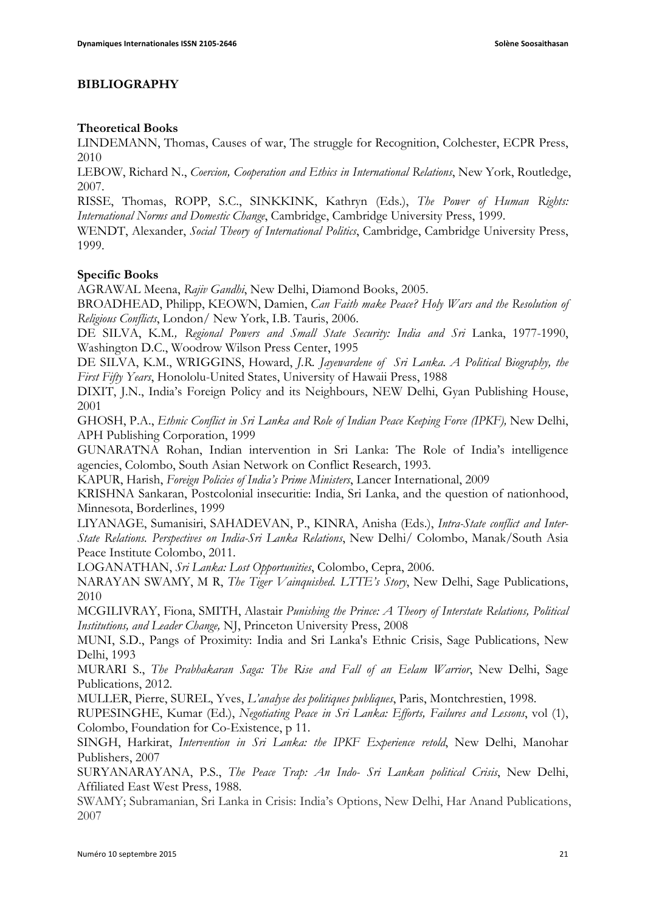## BIBLIOGRAPHY

### Theoretical Books

LINDEMANN, Thomas, Causes of war, The struggle for Recognition, Colchester, ECPR Press, 2010

LEBOW, Richard N., *Coercion, Cooperation and Ethics in International Relations*, New York, Routledge, 2007.

RISSE, Thomas, ROPP, S.C., SINKKINK, Kathryn (Eds.), *The Power of Human Rights: International Norms and Domestic Change*, Cambridge, Cambridge University Press, 1999.

WENDT, Alexander, *Social Theory of International Politics*, Cambridge, Cambridge University Press, 1999.

### Specific Books

AGRAWAL Meena, *Rajiv Gandhi*, New Delhi, Diamond Books, 2005.

BROADHEAD, Philipp, KEOWN, Damien, *Can Faith make Peace? Holy Wars and the Resolution of Religious Conflicts*, London/ New York, I.B. Tauris, 2006.

DE SILVA, K.M., *Regional Powers and Small State Security: India and Sri* Lanka, 1977-1990, Washington D.C., Woodrow Wilson Press Center, 1995

DE SILVA, K.M., WRIGGINS, Howard, *J.R. Jayewardene of Sri Lanka. A Political Biography, the First Fifty Years*, Honololu-United States, University of Hawaii Press, 1988

DIXIT, J.N., India's Foreign Policy and its Neighbours, NEW Delhi, Gyan Publishing House, 2001

GHOSH, P.A., *Ethnic Conflict in Sri Lanka and Role of Indian Peace Keeping Force (IPKF),* New Delhi, APH Publishing Corporation, 1999

GUNARATNA Rohan, Indian intervention in Sri Lanka: The Role of India's intelligence agencies, Colombo, South Asian Network on Conflict Research, 1993.

KAPUR, Harish, *Foreign Policies of India's Prime Ministers*, Lancer International, 2009

KRISHNA Sankaran, Postcolonial insecuritie: India, Sri Lanka, and the question of nationhood, Minnesota, Borderlines, 1999

LIYANAGE, Sumanisiri, SAHADEVAN, P., KINRA, Anisha (Eds.), *Intra-State conflict and Inter-State Relations. Perspectives on India-Sri Lanka Relations*, New Delhi/ Colombo, Manak/South Asia Peace Institute Colombo, 2011.

LOGANATHAN, *Sri Lanka: Lost Opportunities*, Colombo, Cepra, 2006.

NARAYAN SWAMY, M R, *The Tiger Vainquished. LTTE's Story*, New Delhi, Sage Publications, 2010

MCGILIVRAY, Fiona, SMITH, Alastair *Punishing the Prince: A Theory of Interstate Relations, Political Institutions, and Leader Change,* NJ, Princeton University Press, 2008

MUNI, S.D., Pangs of Proximity: India and Sri Lanka's Ethnic Crisis, Sage Publications, New Delhi, 1993

MURARI S., *The Prabhakaran Saga: The Rise and Fall of an Eelam Warrior*, New Delhi, Sage Publications, 2012.

MULLER, Pierre, SUREL, Yves, *L'analyse des politiques publiques*, Paris, Montchrestien, 1998.

RUPESINGHE, Kumar (Ed.), *Negotiating Peace in Sri Lanka: Efforts, Failures and Lessons*, vol (1), Colombo, Foundation for Co-Existence, p 11.

SINGH, Harkirat, *Intervention in Sri Lanka: the IPKF Experience retold*, New Delhi, Manohar Publishers, 2007

SURYANARAYANA, P.S., *The Peace Trap: An Indo- Sri Lankan political Crisis*, New Delhi, Affiliated East West Press, 1988.

SWAMY; Subramanian, Sri Lanka in Crisis: India's Options, New Delhi, Har Anand Publications, 2007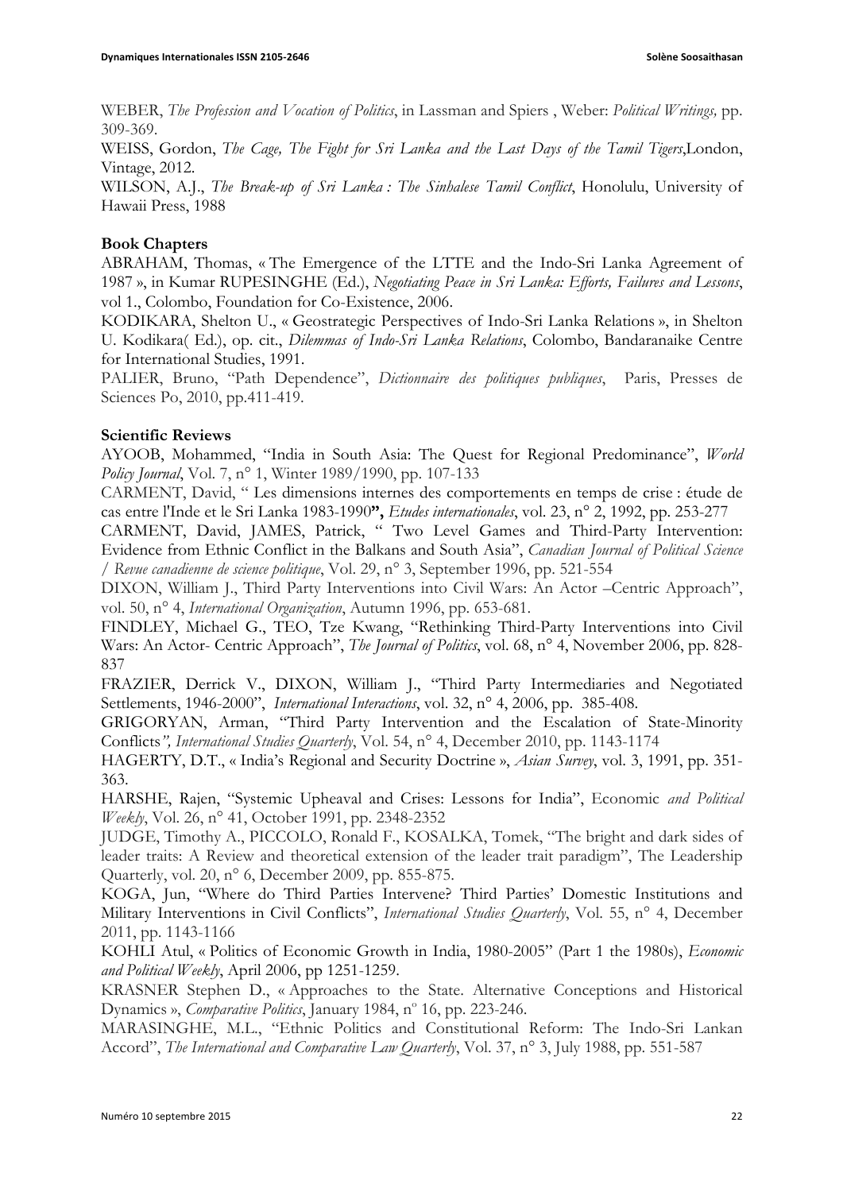WEBER, *The Profession and Vocation of Politics*, in Lassman and Spiers , Weber: *Political Writings,* pp. 309-369.

WEISS, Gordon, *The Cage, The Fight for Sri Lanka and the Last Days of the Tamil Tigers*,London, Vintage, 2012.

WILSON, A.J., *The Break-up of Sri Lanka : The Sinhalese Tamil Conflict*, Honolulu, University of Hawaii Press, 1988

**Book Chapters**

ABRAHAM, Thomas, « The Emergence of the LTTE and the Indo-Sri Lanka Agreement of 1987 », in Kumar RUPESINGHE (Ed.), *Negotiating Peace in Sri Lanka: Efforts, Failures and Lessons*, vol 1., Colombo, Foundation for Co-Existence, 2006.

KODIKARA, Shelton U., « Geostrategic Perspectives of Indo-Sri Lanka Relations », in Shelton U. Kodikara( Ed.), op. cit., *Dilemmas of Indo-Sri Lanka Relations*, Colombo, Bandaranaike Centre for International Studies, 1991.

PALIER, Bruno, "Path Dependence", *Dictionnaire des politiques publiques*, Paris, Presses de Sciences Po, 2010, pp.411-419.

**Scientific Reviews**

AYOOB, Mohammed, "India in South Asia: The Quest for Regional Predominance", *World Policy Journal*, Vol. 7, n° 1, Winter 1989/1990, pp. 107-133

CARMENT, David, " Les dimensions internes des comportements en temps de crise : étude de cas entre l'Inde et le Sri Lanka 1983-1990**",** *Etudes internationales*, vol. 23, n° 2, 1992, pp. 253-277

CARMENT, David, JAMES, Patrick, " Two Level Games and Third-Party Intervention: Evidence from Ethnic Conflict in the Balkans and South Asia", *Canadian Journal of Political Science / Revue canadienne de science politique*, Vol. 29, n° 3, September 1996, pp. 521-554

DIXON, William J., Third Party Interventions into Civil Wars: An Actor –Centric Approach", vol. 50, n° 4, *International Organization*, Autumn 1996, pp. 653-681.

FINDLEY, Michael G., TEO, Tze Kwang, "Rethinking Third-Party Interventions into Civil Wars: An Actor- Centric Approach", *The Journal of Politics*, vol. 68, n° 4, November 2006, pp. 828-837

FRAZIER, Derrick V., DIXON, William J., "Third Party Intermediaries and Negotiated Settlements, 1946-2000", *International Interactions*, vol. 32, n° 4, 2006, pp. 385-408.

GRIGORYAN, Arman, "Third Party Intervention and the Escalation of State-Minority Conflicts*", International Studies Quarterly*, Vol. 54, n° 4, December 2010, pp. 1143-1174

HAGERTY, D.T., « India's Regional and Security Doctrine », *Asian Survey*, vol. 3, 1991, pp. 351-363.

HARSHE, Rajen, "Systemic Upheaval and Crises: Lessons for India", Economic *and Political Weekly*, Vol. 26, n° 41, October 1991, pp. 2348-2352

JUDGE, Timothy A., PICCOLO, Ronald F., KOSALKA, Tomek, "The bright and dark sides of leader traits: A Review and theoretical extension of the leader trait paradigm", The Leadership Quarterly, vol. 20, n° 6, December 2009, pp. 855-875.

KOGA, Jun, "Where do Third Parties Intervene? Third Parties' Domestic Institutions and Military Interventions in Civil Conflicts", *International Studies Quarterly*, Vol. 55, n° 4, December 2011, pp. 1143-1166

KOHLI Atul, « Politics of Economic Growth in India, 1980-2005" (Part 1 the 1980s), *Economic and Political Weekly*, April 2006, pp 1251-1259.

KRASNER Stephen D., « Approaches to the State. Alternative Conceptions and Historical Dynamics », *Comparative Politics*, January 1984, nº 16, pp. 223-246.

MARASINGHE, M.L., "Ethnic Politics and Constitutional Reform: The Indo-Sri Lankan Accord", *The International and Comparative Law Quarterly*, Vol. 37, n° 3, July 1988, pp. 551-587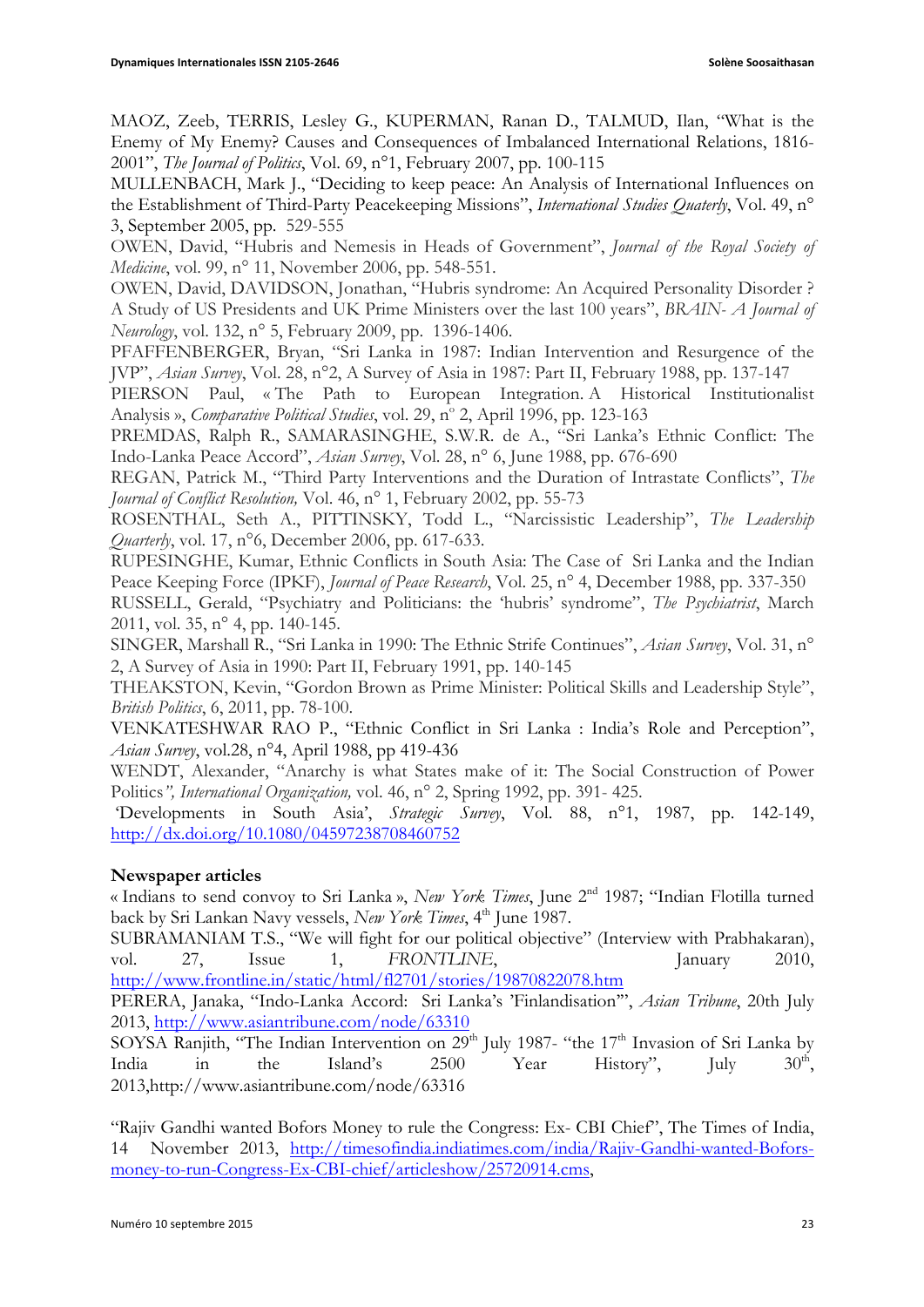MAOZ, Zeeb, TERRIS, Lesley G., KUPERMAN, Ranan D., TALMUD, Ilan, "What is the Enemy of My Enemy? Causes and Consequences of Imbalanced International Relations, 1816-2001", *The Journal of Politics*, Vol. 69, n°1, February 2007, pp. 100-115

MULLENBACH, Mark J., "Deciding to keep peace: An Analysis of International Influences on the Establishment of Third-Party Peacekeeping Missions", *International Studies Quaterly*, Vol. 49, n° 3, September 2005, pp. 529-555

OWEN, David, "Hubris and Nemesis in Heads of Government", *Journal of the Royal Society of Medicine*, vol. 99, n° 11, November 2006, pp. 548-551.

OWEN, David, DAVIDSON, Jonathan, "Hubris syndrome: An Acquired Personality Disorder ? A Study of US Presidents and UK Prime Ministers over the last 100 years", *BRAIN- A Journal of Neurology*, vol. 132, n° 5, February 2009, pp. 1396-1406.

PFAFFENBERGER, Bryan, "Sri Lanka in 1987: Indian Intervention and Resurgence of the JVP", *Asian Survey*, Vol. 28, n°2, A Survey of Asia in 1987: Part II, February 1988, pp. 137-147

PIERSON Paul, « The Path to European Integration. A Historical Institutionalist Analysis », *Comparative Political Studies*, vol. 29, n° 2, April 1996, pp. 123-163

PREMDAS, Ralph R., SAMARASINGHE, S.W.R. de A., "Sri Lanka's Ethnic Conflict: The Indo-Lanka Peace Accord", *Asian Survey*, Vol. 28, n° 6, June 1988, pp. 676-690

REGAN, Patrick M., "Third Party Interventions and the Duration of Intrastate Conflicts", *The Journal of Conflict Resolution,* Vol. 46, n° 1, February 2002, pp. 55-73

ROSENTHAL, Seth A., PITTINSKY, Todd L., "Narcissistic Leadership", *The Leadership Quarterly*, vol. 17, n°6, December 2006, pp. 617-633.

RUPESINGHE, Kumar, Ethnic Conflicts in South Asia: The Case of Sri Lanka and the Indian Peace Keeping Force (IPKF), *Journal of Peace Research*, Vol. 25, n° 4, December 1988, pp. 337-350

RUSSELL, Gerald, "Psychiatry and Politicians: the 'hubris' syndrome", *The Psychiatrist*, March 2011, vol. 35, n° 4, pp. 140-145.

SINGER, Marshall R., "Sri Lanka in 1990: The Ethnic Strife Continues", *Asian Survey*, Vol. 31, n° 2, A Survey of Asia in 1990: Part II, February 1991, pp. 140-145

THEAKSTON, Kevin, "Gordon Brown as Prime Minister: Political Skills and Leadership Style", *British Politics*, 6, 2011, pp. 78-100.

VENKATESHWAR RAO P., "Ethnic Conflict in Sri Lanka : India's Role and Perception", *Asian Survey*, vol.28, n°4, April 1988, pp 419-436

WENDT, Alexander, "Anarchy is what States make of it: The Social Construction of Power Politics*", International Organization,* vol. 46, n° 2, Spring 1992, pp. 391- 425.

'Developments in South Asia', *Strategic Survey*, Vol. 88, n°1, 1987, pp. 142-149, http://dx.doi.org/10.1080/04597238708460752

**Newspaper articles**

« Indians to send convoy to Sri Lanka », *New York Times*, June 2nd 1987; "Indian Flotilla turned back by Sri Lankan Navy vessels, *New York Times*, 4th June 1987.

SUBRAMANIAM T.S., "We will fight for our political objective" (Interview with Prabhakaran), vol. 27, Issue 1, *FRONTLINE*, January 2010, http://www.frontline.in/static/html/fl2701/stories/19870822078.htm

PERERA, Janaka, "Indo-Lanka Accord: Sri Lanka's 'Finlandisation'", *Asian Tribune*, 20th July 2013, http://www.asiantribune.com/node/63310

SOYSA Ranjith, "The Indian Intervention on 29th July 1987- "the 17th Invasion of Sri Lanka by India in the Island's 2500 Year History", July 30th, 2013,http://www.asiantribune.com/node/63316

"Rajiv Gandhi wanted Bofors Money to rule the Congress: Ex- CBI Chief", The Times of India, 14 November 2013, http://timesofindia.indiatimes.com/india/Rajiv-Gandhi-wanted-Bofors-money-to-run-Congress-Ex-CBI-chief/articleshow/25720914.cms,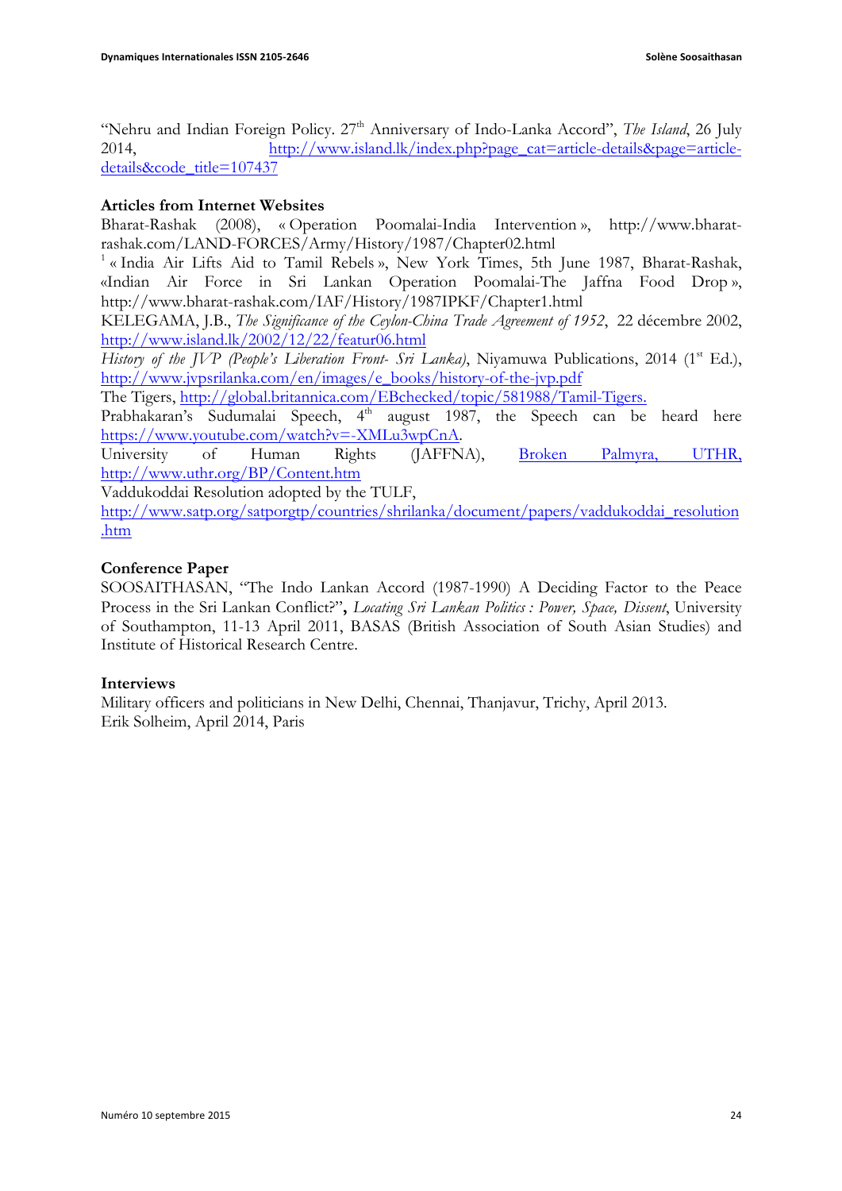"Nehru and Indian Foreign Policy. 27th Anniversary of Indo-Lanka Accord", *The Island*, 26 July 2014, http://www.island.lk/index.php?page_cat=article-details&page=article-details&code_title=107437

**Articles from Internet Websites**

Bharat-Rashak (2008), « Operation Poomalai-India Intervention », http://www.bharat-rashak.com/LAND-FORCES/Army/History/1987/Chapter02.html

[1] « India Air Lifts Aid to Tamil Rebels », New York Times, 5th June 1987, Bharat-Rashak, «Indian Air Force in Sri Lankan Operation Poomalai-The Jaffna Food Drop », http://www.bharat-rashak.com/IAF/History/1987IPKF/Chapter1.html

KELEGAMA, J.B., *The Significance of the Ceylon-China Trade Agreement of 1952*, 22 décembre 2002, http://www.island.lk/2002/12/22/featur06.html

*History of the JVP (People's Liberation Front- Sri Lanka)*, Niyamuwa Publications, 2014 (1st Ed.), http://www.jvpsrilanka.com/en/images/e_books/history-of-the-jvp.pdf

The Tigers, http://global.britannica.com/EBchecked/topic/581988/Tamil-Tigers.

Prabhakaran's Sudumalai Speech, 4th august 1987, the Speech can be heard here https://www.youtube.com/watch?v=-XMLu3wpCnA.

University of Human Rights (JAFFNA), Broken Palmyra, UTHR, http://www.uthr.org/BP/Content.htm

Vaddukoddai Resolution adopted by the TULF, http://www.satp.org/satporgtp/countries/shrilanka/document/papers/vaddukoddai_resolution.htm

**Conference Paper**

SOOSAITHASAN, "The Indo Lankan Accord (1987-1990) A Deciding Factor to the Peace Process in the Sri Lankan Conflict?", *Locating Sri Lankan Politics : Power, Space, Dissent*, University of Southampton, 11-13 April 2011, BASAS (British Association of South Asian Studies) and Institute of Historical Research Centre.

**Interviews**

Military officers and politicians in New Delhi, Chennai, Thanjavur, Trichy, April 2013.

Erik Solheim, April 2014, Paris